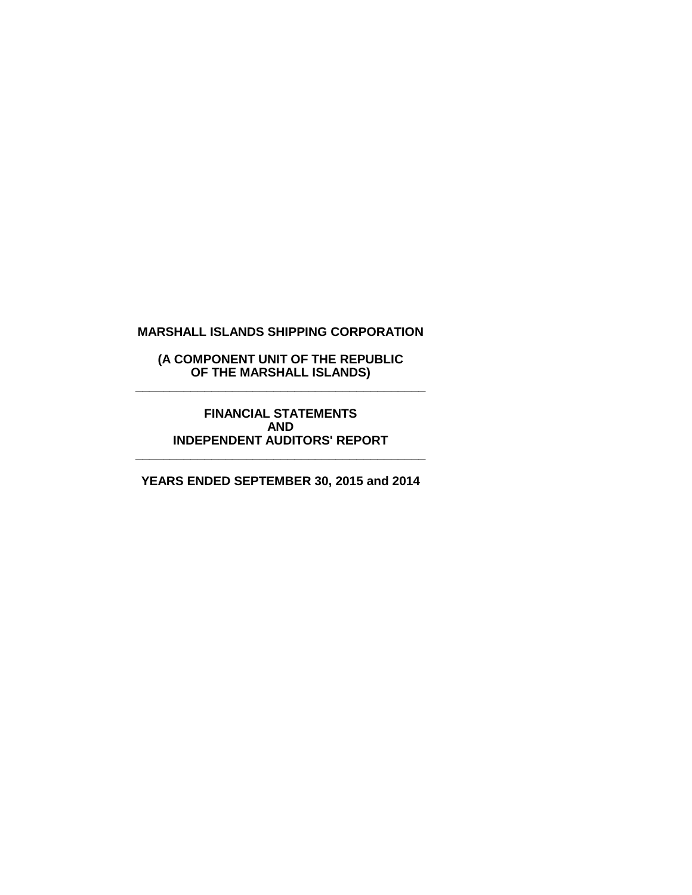# MARSHALL ISLANDS SHIPPING CORPORATION

**(A COMPONENT UNIT OF THE REPUBLIC OF THE MARSHALL ISLANDS)**

---

**FINANCIAL STATEMENTS AND INDEPENDENT AUDITORS' REPORT**

---

**YEARS ENDED SEPTEMBER 30, 2015 and 2014**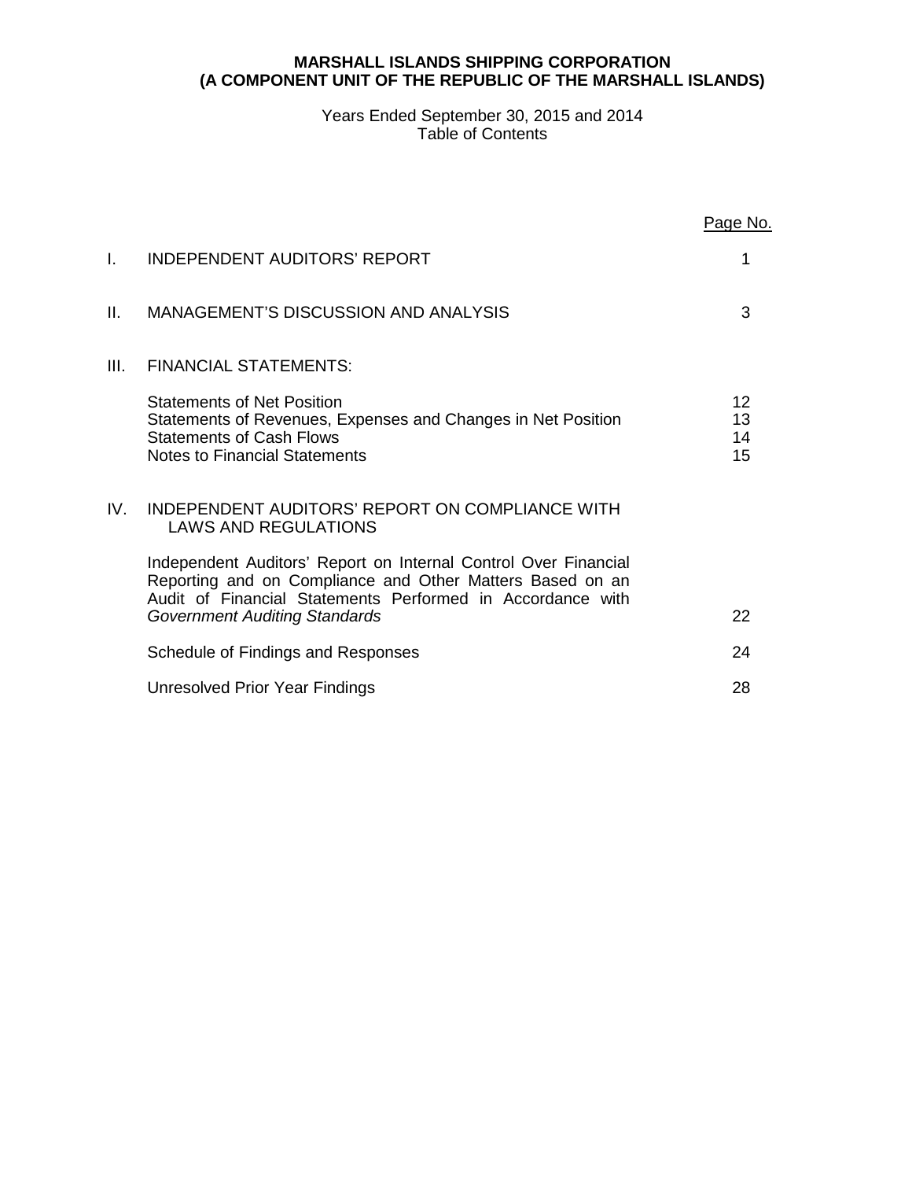**MARSHALL ISLANDS SHIPPING CORPORATION**
**(A COMPONENT UNIT OF THE REPUBLIC OF THE MARSHALL ISLANDS)**

Years Ended September 30, 2015 and 2014
Table of Contents

| | | Page No. |
|---|---|---|
| I. | INDEPENDENT AUDITORS' REPORT | 1 |
| II. | MANAGEMENT'S DISCUSSION AND ANALYSIS | 3 |
| III. | FINANCIAL STATEMENTS: | |
| | Statements of Net Position | 12 |
| | Statements of Revenues, Expenses and Changes in Net Position | 13 |
| | Statements of Cash Flows | 14 |
| | Notes to Financial Statements | 15 |
| IV. | INDEPENDENT AUDITORS' REPORT ON COMPLIANCE WITH LAWS AND REGULATIONS | |
| | Independent Auditors' Report on Internal Control Over Financial Reporting and on Compliance and Other Matters Based on an Audit of Financial Statements Performed in Accordance with *Government Auditing Standards* | 22 |
| | Schedule of Findings and Responses | 24 |
| | Unresolved Prior Year Findings | 28 |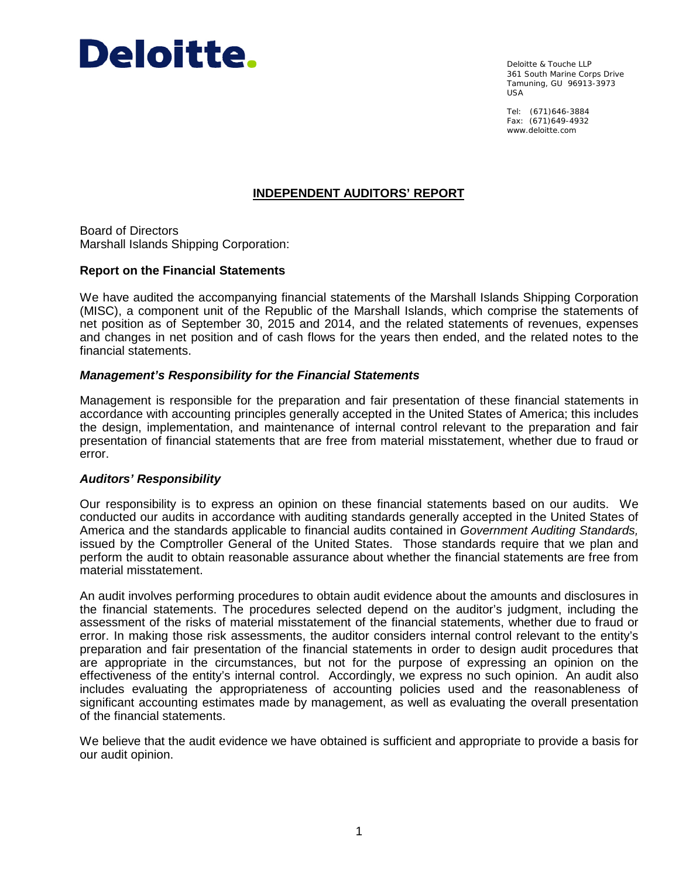Deloitte.

Deloitte & Touche LLP
361 South Marine Corps Drive
Tamuning, GU 96913-3973
USA

Tel: (671)646-3884
Fax: (671)649-4932
www.deloitte.com

# INDEPENDENT AUDITORS' REPORT

Board of Directors
Marshall Islands Shipping Corporation:

## Report on the Financial Statements

We have audited the accompanying financial statements of the Marshall Islands Shipping Corporation (MISC), a component unit of the Republic of the Marshall Islands, which comprise the statements of net position as of September 30, 2015 and 2014, and the related statements of revenues, expenses and changes in net position and of cash flows for the years then ended, and the related notes to the financial statements.

### *Management's Responsibility for the Financial Statements*

Management is responsible for the preparation and fair presentation of these financial statements in accordance with accounting principles generally accepted in the United States of America; this includes the design, implementation, and maintenance of internal control relevant to the preparation and fair presentation of financial statements that are free from material misstatement, whether due to fraud or error.

### *Auditors' Responsibility*

Our responsibility is to express an opinion on these financial statements based on our audits. We conducted our audits in accordance with auditing standards generally accepted in the United States of America and the standards applicable to financial audits contained in *Government Auditing Standards,* issued by the Comptroller General of the United States. Those standards require that we plan and perform the audit to obtain reasonable assurance about whether the financial statements are free from material misstatement.

An audit involves performing procedures to obtain audit evidence about the amounts and disclosures in the financial statements. The procedures selected depend on the auditor's judgment, including the assessment of the risks of material misstatement of the financial statements, whether due to fraud or error. In making those risk assessments, the auditor considers internal control relevant to the entity's preparation and fair presentation of the financial statements in order to design audit procedures that are appropriate in the circumstances, but not for the purpose of expressing an opinion on the effectiveness of the entity's internal control. Accordingly, we express no such opinion. An audit also includes evaluating the appropriateness of accounting policies used and the reasonableness of significant accounting estimates made by management, as well as evaluating the overall presentation of the financial statements.

We believe that the audit evidence we have obtained is sufficient and appropriate to provide a basis for our audit opinion.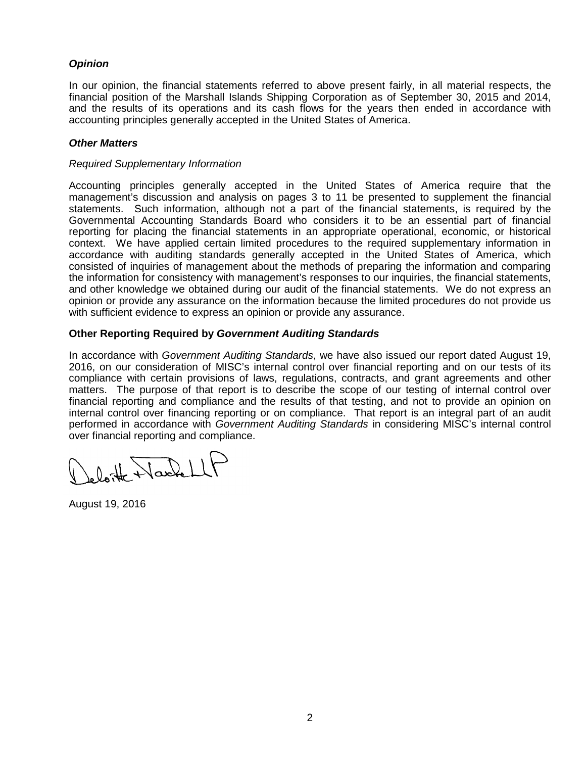***Opinion***

In our opinion, the financial statements referred to above present fairly, in all material respects, the financial position of the Marshall Islands Shipping Corporation as of September 30, 2015 and 2014, and the results of its operations and its cash flows for the years then ended in accordance with accounting principles generally accepted in the United States of America.

***Other Matters***

*Required Supplementary Information*

Accounting principles generally accepted in the United States of America require that the management's discussion and analysis on pages 3 to 11 be presented to supplement the financial statements. Such information, although not a part of the financial statements, is required by the Governmental Accounting Standards Board who considers it to be an essential part of financial reporting for placing the financial statements in an appropriate operational, economic, or historical context. We have applied certain limited procedures to the required supplementary information in accordance with auditing standards generally accepted in the United States of America, which consisted of inquiries of management about the methods of preparing the information and comparing the information for consistency with management's responses to our inquiries, the financial statements, and other knowledge we obtained during our audit of the financial statements. We do not express an opinion or provide any assurance on the information because the limited procedures do not provide us with sufficient evidence to express an opinion or provide any assurance.

**Other Reporting Required by *Government Auditing Standards***

In accordance with *Government Auditing Standards*, we have also issued our report dated August 19, 2016, on our consideration of MISC's internal control over financial reporting and on our tests of its compliance with certain provisions of laws, regulations, contracts, and grant agreements and other matters. The purpose of that report is to describe the scope of our testing of internal control over financial reporting and compliance and the results of that testing, and not to provide an opinion on internal control over financing reporting or on compliance. That report is an integral part of an audit performed in accordance with *Government Auditing Standards* in considering MISC's internal control over financial reporting and compliance.

Deloitte + Touche LLP

August 19, 2016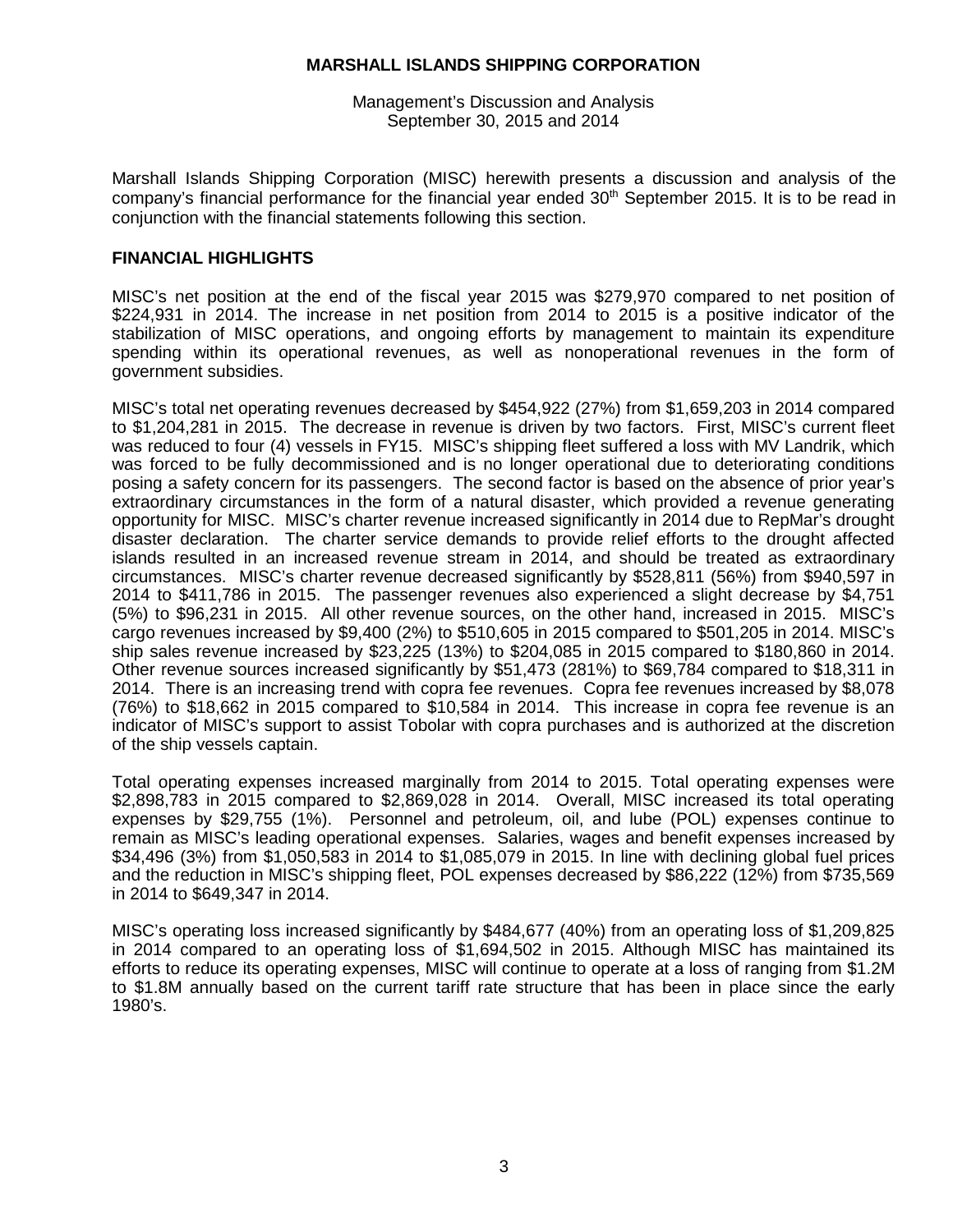# MARSHALL ISLANDS SHIPPING CORPORATION

Management's Discussion and Analysis
September 30, 2015 and 2014

Marshall Islands Shipping Corporation (MISC) herewith presents a discussion and analysis of the company's financial performance for the financial year ended 30th September 2015. It is to be read in conjunction with the financial statements following this section.

## FINANCIAL HIGHLIGHTS

MISC's net position at the end of the fiscal year 2015 was $279,970 compared to net position of $224,931 in 2014. The increase in net position from 2014 to 2015 is a positive indicator of the stabilization of MISC operations, and ongoing efforts by management to maintain its expenditure spending within its operational revenues, as well as nonoperational revenues in the form of government subsidies.

MISC's total net operating revenues decreased by $454,922 (27%) from $1,659,203 in 2014 compared to $1,204,281 in 2015. The decrease in revenue is driven by two factors. First, MISC's current fleet was reduced to four (4) vessels in FY15. MISC's shipping fleet suffered a loss with MV Landrik, which was forced to be fully decommissioned and is no longer operational due to deteriorating conditions posing a safety concern for its passengers. The second factor is based on the absence of prior year's extraordinary circumstances in the form of a natural disaster, which provided a revenue generating opportunity for MISC. MISC's charter revenue increased significantly in 2014 due to RepMar's drought disaster declaration. The charter service demands to provide relief efforts to the drought affected islands resulted in an increased revenue stream in 2014, and should be treated as extraordinary circumstances. MISC's charter revenue decreased significantly by $528,811 (56%) from $940,597 in 2014 to $411,786 in 2015. The passenger revenues also experienced a slight decrease by $4,751 (5%) to $96,231 in 2015. All other revenue sources, on the other hand, increased in 2015. MISC's cargo revenues increased by $9,400 (2%) to $510,605 in 2015 compared to $501,205 in 2014. MISC's ship sales revenue increased by $23,225 (13%) to $204,085 in 2015 compared to $180,860 in 2014. Other revenue sources increased significantly by $51,473 (281%) to $69,784 compared to $18,311 in 2014. There is an increasing trend with copra fee revenues. Copra fee revenues increased by $8,078 (76%) to $18,662 in 2015 compared to $10,584 in 2014. This increase in copra fee revenue is an indicator of MISC's support to assist Tobolar with copra purchases and is authorized at the discretion of the ship vessels captain.

Total operating expenses increased marginally from 2014 to 2015. Total operating expenses were $2,898,783 in 2015 compared to $2,869,028 in 2014. Overall, MISC increased its total operating expenses by $29,755 (1%). Personnel and petroleum, oil, and lube (POL) expenses continue to remain as MISC's leading operational expenses. Salaries, wages and benefit expenses increased by $34,496 (3%) from $1,050,583 in 2014 to $1,085,079 in 2015. In line with declining global fuel prices and the reduction in MISC's shipping fleet, POL expenses decreased by $86,222 (12%) from $735,569 in 2014 to $649,347 in 2014.

MISC's operating loss increased significantly by $484,677 (40%) from an operating loss of $1,209,825 in 2014 compared to an operating loss of $1,694,502 in 2015. Although MISC has maintained its efforts to reduce its operating expenses, MISC will continue to operate at a loss of ranging from $1.2M to $1.8M annually based on the current tariff rate structure that has been in place since the early 1980's.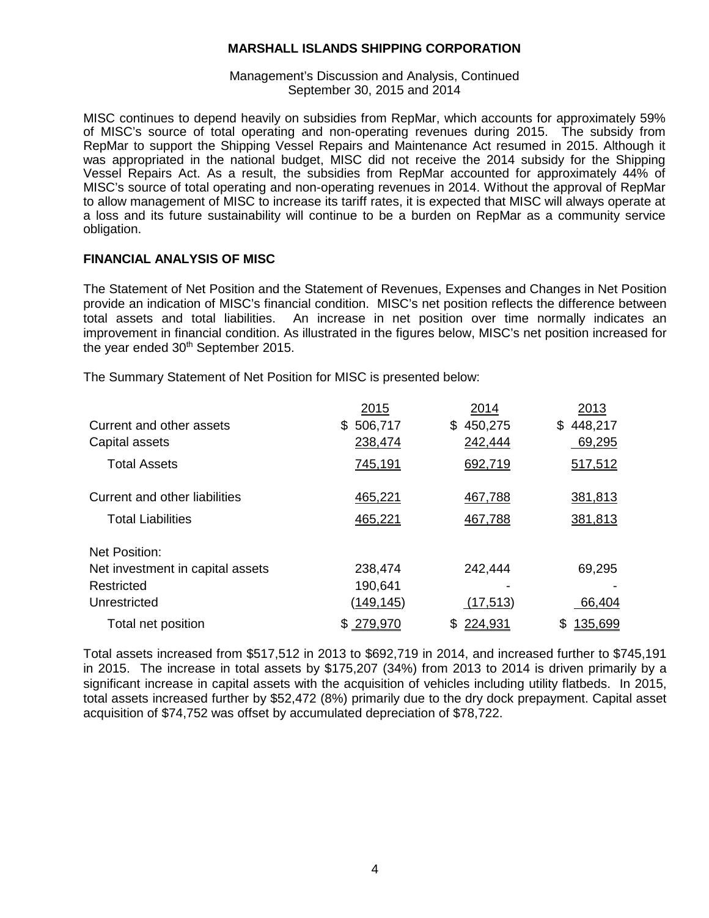MISC continues to depend heavily on subsidies from RepMar, which accounts for approximately 59% of MISC's source of total operating and non-operating revenues during 2015. The subsidy from RepMar to support the Shipping Vessel Repairs and Maintenance Act resumed in 2015. Although it was appropriated in the national budget, MISC did not receive the 2014 subsidy for the Shipping Vessel Repairs Act. As a result, the subsidies from RepMar accounted for approximately 44% of MISC's source of total operating and non-operating revenues in 2014. Without the approval of RepMar to allow management of MISC to increase its tariff rates, it is expected that MISC will always operate at a loss and its future sustainability will continue to be a burden on RepMar as a community service obligation.

## FINANCIAL ANALYSIS OF MISC

The Statement of Net Position and the Statement of Revenues, Expenses and Changes in Net Position provide an indication of MISC's financial condition. MISC's net position reflects the difference between total assets and total liabilities. An increase in net position over time normally indicates an improvement in financial condition. As illustrated in the figures below, MISC's net position increased for the year ended 30th September 2015.

The Summary Statement of Net Position for MISC is presented below:

| | 2015 | 2014 | 2013 |
|---|---|---|---|
| Current and other assets | $ 506,717 | $ 450,275 | $ 448,217 |
| Capital assets | 238,474 | 242,444 | 69,295 |
| Total Assets | 745,191 | 692,719 | 517,512 |
| Current and other liabilities | 465,221 | 467,788 | 381,813 |
| Total Liabilities | 465,221 | 467,788 | 381,813 |
| Net Position: | | | |
| Net investment in capital assets | 238,474 | 242,444 | 69,295 |
| Restricted | 190,641 | - | - |
| Unrestricted | (149,145) | (17,513) | 66,404 |
| Total net position | $ 279,970 | $ 224,931 | $ 135,699 |

Total assets increased from $517,512 in 2013 to $692,719 in 2014, and increased further to $745,191 in 2015. The increase in total assets by $175,207 (34%) from 2013 to 2014 is driven primarily by a significant increase in capital assets with the acquisition of vehicles including utility flatbeds. In 2015, total assets increased further by $52,472 (8%) primarily due to the dry dock prepayment. Capital asset acquisition of $74,752 was offset by accumulated depreciation of $78,722.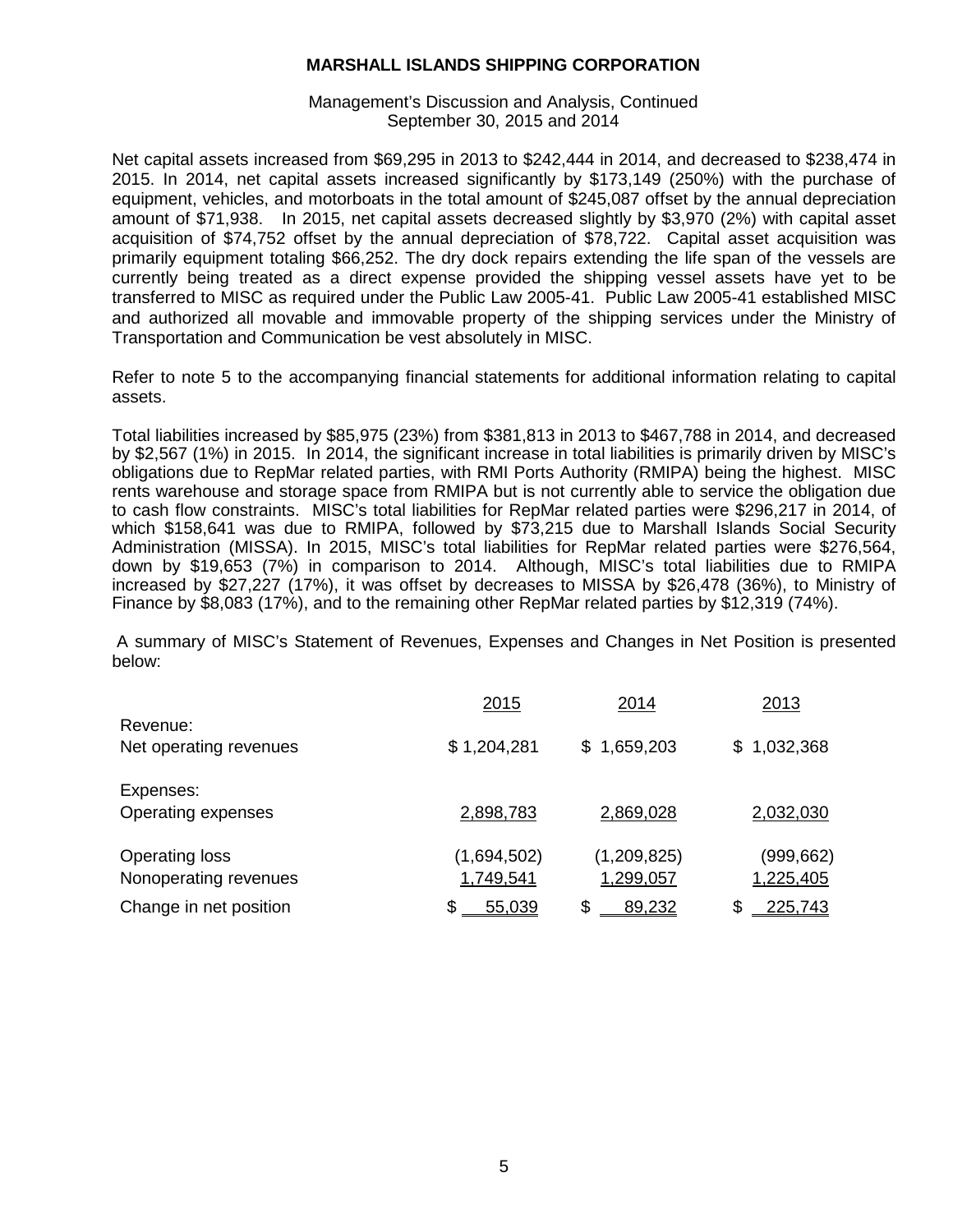**MARSHALL ISLANDS SHIPPING CORPORATION**

Management's Discussion and Analysis, Continued
September 30, 2015 and 2014

Net capital assets increased from $69,295 in 2013 to $242,444 in 2014, and decreased to $238,474 in 2015. In 2014, net capital assets increased significantly by $173,149 (250%) with the purchase of equipment, vehicles, and motorboats in the total amount of $245,087 offset by the annual depreciation amount of $71,938. In 2015, net capital assets decreased slightly by $3,970 (2%) with capital asset acquisition of $74,752 offset by the annual depreciation of $78,722. Capital asset acquisition was primarily equipment totaling $66,252. The dry dock repairs extending the life span of the vessels are currently being treated as a direct expense provided the shipping vessel assets have yet to be transferred to MISC as required under the Public Law 2005-41. Public Law 2005-41 established MISC and authorized all movable and immovable property of the shipping services under the Ministry of Transportation and Communication be vest absolutely in MISC.

Refer to note 5 to the accompanying financial statements for additional information relating to capital assets.

Total liabilities increased by $85,975 (23%) from $381,813 in 2013 to $467,788 in 2014, and decreased by $2,567 (1%) in 2015. In 2014, the significant increase in total liabilities is primarily driven by MISC's obligations due to RepMar related parties, with RMI Ports Authority (RMIPA) being the highest. MISC rents warehouse and storage space from RMIPA but is not currently able to service the obligation due to cash flow constraints. MISC's total liabilities for RepMar related parties were $296,217 in 2014, of which $158,641 was due to RMIPA, followed by $73,215 due to Marshall Islands Social Security Administration (MISSA). In 2015, MISC's total liabilities for RepMar related parties were $276,564, down by $19,653 (7%) in comparison to 2014. Although, MISC's total liabilities due to RMIPA increased by $27,227 (17%), it was offset by decreases to MISSA by $26,478 (36%), to Ministry of Finance by $8,083 (17%), and to the remaining other RepMar related parties by $12,319 (74%).

A summary of MISC's Statement of Revenues, Expenses and Changes in Net Position is presented below:

| | 2015 | 2014 | 2013 |
|---|---|---|---|
| Revenue: | | | |
| Net operating revenues | $ 1,204,281 | $ 1,659,203 | $ 1,032,368 |
| Expenses: | | | |
| Operating expenses | 2,898,783 | 2,869,028 | 2,032,030 |
| Operating loss | (1,694,502) | (1,209,825) | (999,662) |
| Nonoperating revenues | 1,749,541 | 1,299,057 | 1,225,405 |
| Change in net position | $ 55,039 | $ 89,232 | $ 225,743 |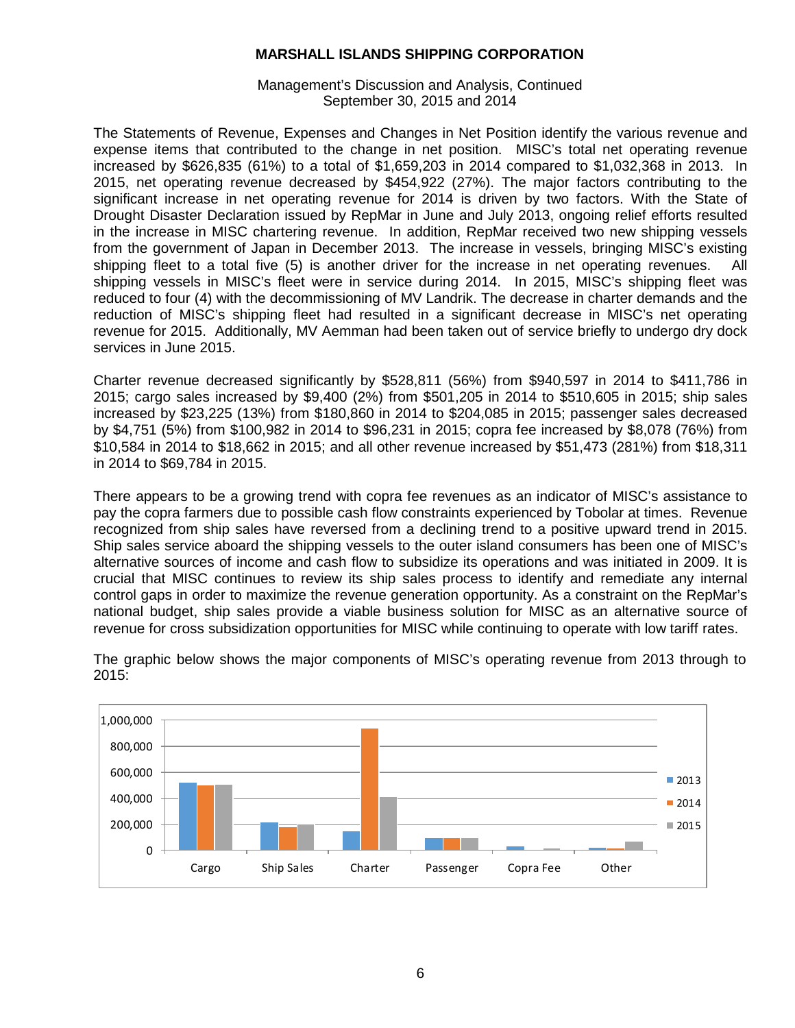**MARSHALL ISLANDS SHIPPING CORPORATION**

Management's Discussion and Analysis, Continued
September 30, 2015 and 2014

The Statements of Revenue, Expenses and Changes in Net Position identify the various revenue and expense items that contributed to the change in net position. MISC's total net operating revenue increased by $626,835 (61%) to a total of $1,659,203 in 2014 compared to $1,032,368 in 2013. In 2015, net operating revenue decreased by $454,922 (27%). The major factors contributing to the significant increase in net operating revenue for 2014 is driven by two factors. With the State of Drought Disaster Declaration issued by RepMar in June and July 2013, ongoing relief efforts resulted in the increase in MISC chartering revenue. In addition, RepMar received two new shipping vessels from the government of Japan in December 2013. The increase in vessels, bringing MISC's existing shipping fleet to a total five (5) is another driver for the increase in net operating revenues. All shipping vessels in MISC's fleet were in service during 2014. In 2015, MISC's shipping fleet was reduced to four (4) with the decommissioning of MV Landrik. The decrease in charter demands and the reduction of MISC's shipping fleet had resulted in a significant decrease in MISC's net operating revenue for 2015. Additionally, MV Aemman had been taken out of service briefly to undergo dry dock services in June 2015.

Charter revenue decreased significantly by $528,811 (56%) from $940,597 in 2014 to $411,786 in 2015; cargo sales increased by $9,400 (2%) from $501,205 in 2014 to $510,605 in 2015; ship sales increased by $23,225 (13%) from $180,860 in 2014 to $204,085 in 2015; passenger sales decreased by $4,751 (5%) from $100,982 in 2014 to $96,231 in 2015; copra fee increased by $8,078 (76%) from $10,584 in 2014 to $18,662 in 2015; and all other revenue increased by $51,473 (281%) from $18,311 in 2014 to $69,784 in 2015.

There appears to be a growing trend with copra fee revenues as an indicator of MISC's assistance to pay the copra farmers due to possible cash flow constraints experienced by Tobolar at times. Revenue recognized from ship sales have reversed from a declining trend to a positive upward trend in 2015. Ship sales service aboard the shipping vessels to the outer island consumers has been one of MISC's alternative sources of income and cash flow to subsidize its operations and was initiated in 2009. It is crucial that MISC continues to review its ship sales process to identify and remediate any internal control gaps in order to maximize the revenue generation opportunity. As a constraint on the RepMar's national budget, ship sales provide a viable business solution for MISC as an alternative source of revenue for cross subsidization opportunities for MISC while continuing to operate with low tariff rates.

The graphic below shows the major components of MISC's operating revenue from 2013 through to 2015: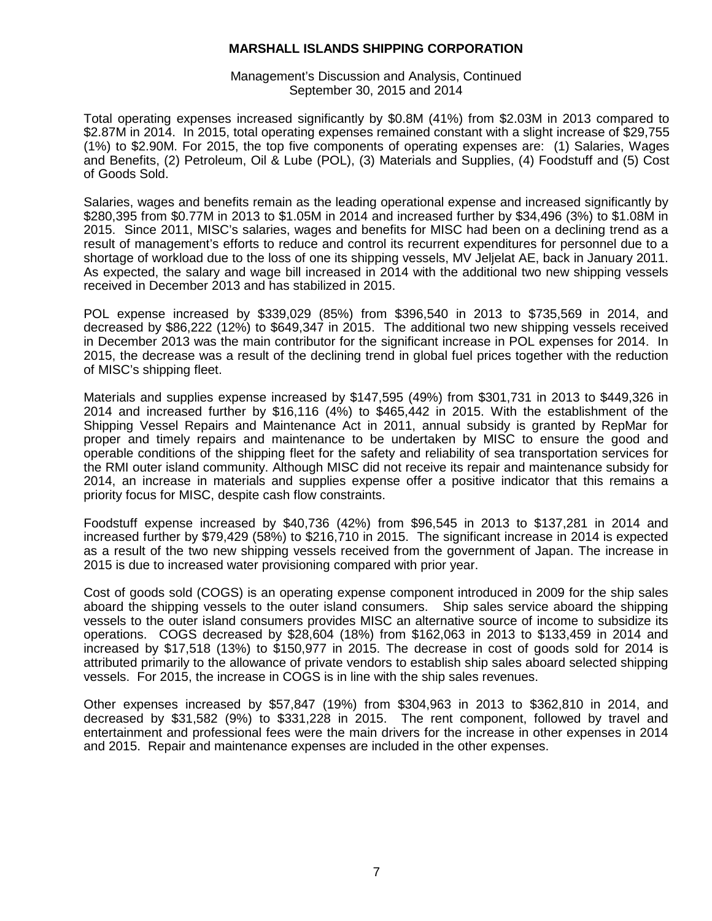Total operating expenses increased significantly by $0.8M (41%) from $2.03M in 2013 compared to $2.87M in 2014. In 2015, total operating expenses remained constant with a slight increase of $29,755 (1%) to $2.90M. For 2015, the top five components of operating expenses are: (1) Salaries, Wages and Benefits, (2) Petroleum, Oil & Lube (POL), (3) Materials and Supplies, (4) Foodstuff and (5) Cost of Goods Sold.

Salaries, wages and benefits remain as the leading operational expense and increased significantly by $280,395 from $0.77M in 2013 to $1.05M in 2014 and increased further by $34,496 (3%) to $1.08M in 2015. Since 2011, MISC's salaries, wages and benefits for MISC had been on a declining trend as a result of management's efforts to reduce and control its recurrent expenditures for personnel due to a shortage of workload due to the loss of one its shipping vessels, MV Jeljelat AE, back in January 2011. As expected, the salary and wage bill increased in 2014 with the additional two new shipping vessels received in December 2013 and has stabilized in 2015.

POL expense increased by $339,029 (85%) from $396,540 in 2013 to $735,569 in 2014, and decreased by $86,222 (12%) to $649,347 in 2015. The additional two new shipping vessels received in December 2013 was the main contributor for the significant increase in POL expenses for 2014. In 2015, the decrease was a result of the declining trend in global fuel prices together with the reduction of MISC's shipping fleet.

Materials and supplies expense increased by $147,595 (49%) from $301,731 in 2013 to $449,326 in 2014 and increased further by $16,116 (4%) to $465,442 in 2015. With the establishment of the Shipping Vessel Repairs and Maintenance Act in 2011, annual subsidy is granted by RepMar for proper and timely repairs and maintenance to be undertaken by MISC to ensure the good and operable conditions of the shipping fleet for the safety and reliability of sea transportation services for the RMI outer island community. Although MISC did not receive its repair and maintenance subsidy for 2014, an increase in materials and supplies expense offer a positive indicator that this remains a priority focus for MISC, despite cash flow constraints.

Foodstuff expense increased by $40,736 (42%) from $96,545 in 2013 to $137,281 in 2014 and increased further by $79,429 (58%) to $216,710 in 2015. The significant increase in 2014 is expected as a result of the two new shipping vessels received from the government of Japan. The increase in 2015 is due to increased water provisioning compared with prior year.

Cost of goods sold (COGS) is an operating expense component introduced in 2009 for the ship sales aboard the shipping vessels to the outer island consumers. Ship sales service aboard the shipping vessels to the outer island consumers provides MISC an alternative source of income to subsidize its operations. COGS decreased by $28,604 (18%) from $162,063 in 2013 to $133,459 in 2014 and increased by $17,518 (13%) to $150,977 in 2015. The decrease in cost of goods sold for 2014 is attributed primarily to the allowance of private vendors to establish ship sales aboard selected shipping vessels. For 2015, the increase in COGS is in line with the ship sales revenues.

Other expenses increased by $57,847 (19%) from $304,963 in 2013 to $362,810 in 2014, and decreased by $31,582 (9%) to $331,228 in 2015. The rent component, followed by travel and entertainment and professional fees were the main drivers for the increase in other expenses in 2014 and 2015. Repair and maintenance expenses are included in the other expenses.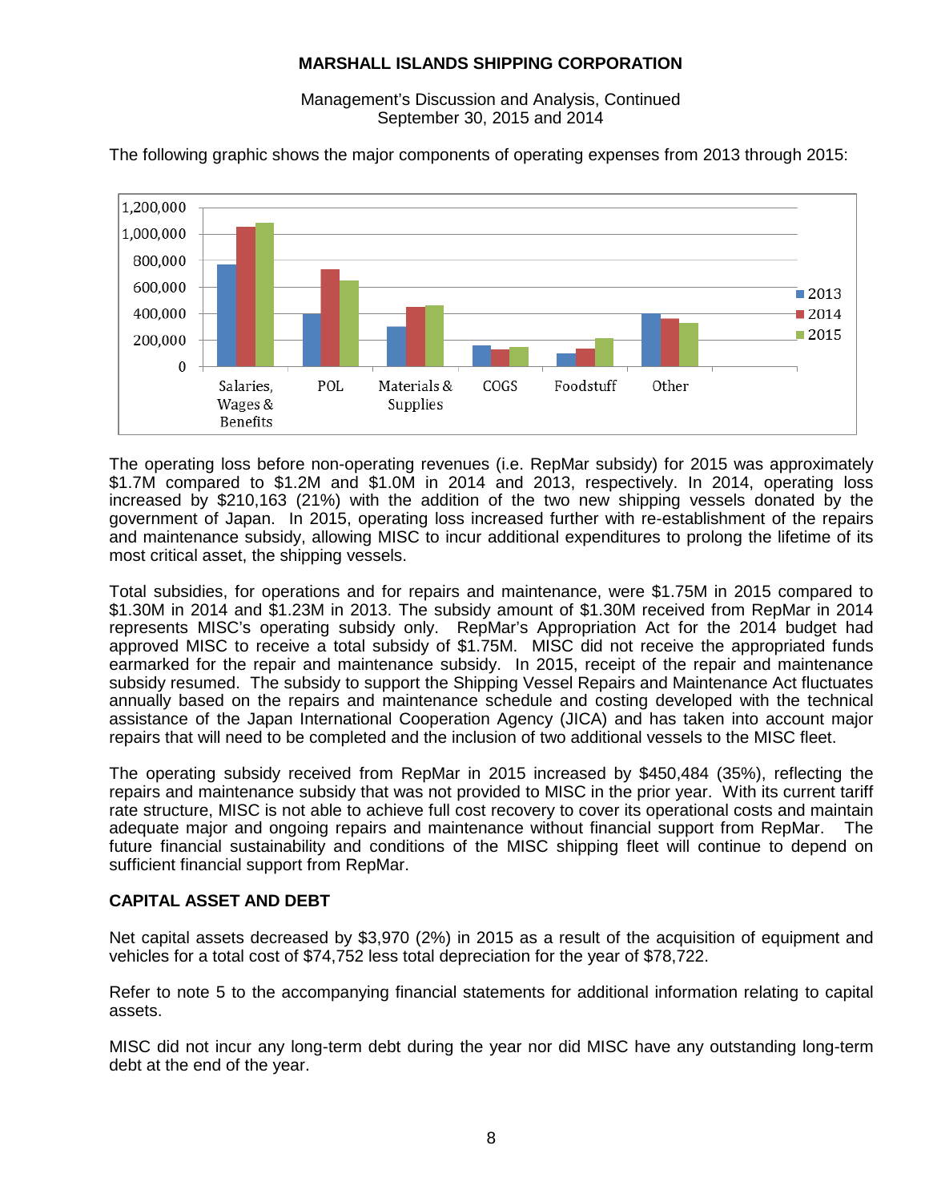The following graphic shows the major components of operating expenses from 2013 through 2015:

The operating loss before non-operating revenues (i.e. RepMar subsidy) for 2015 was approximately $1.7M compared to $1.2M and $1.0M in 2014 and 2013, respectively. In 2014, operating loss increased by $210,163 (21%) with the addition of the two new shipping vessels donated by the government of Japan. In 2015, operating loss increased further with re-establishment of the repairs and maintenance subsidy, allowing MISC to incur additional expenditures to prolong the lifetime of its most critical asset, the shipping vessels.

Total subsidies, for operations and for repairs and maintenance, were $1.75M in 2015 compared to $1.30M in 2014 and $1.23M in 2013. The subsidy amount of $1.30M received from RepMar in 2014 represents MISC's operating subsidy only. RepMar's Appropriation Act for the 2014 budget had approved MISC to receive a total subsidy of $1.75M. MISC did not receive the appropriated funds earmarked for the repair and maintenance subsidy. In 2015, receipt of the repair and maintenance subsidy resumed. The subsidy to support the Shipping Vessel Repairs and Maintenance Act fluctuates annually based on the repairs and maintenance schedule and costing developed with the technical assistance of the Japan International Cooperation Agency (JICA) and has taken into account major repairs that will need to be completed and the inclusion of two additional vessels to the MISC fleet.

The operating subsidy received from RepMar in 2015 increased by $450,484 (35%), reflecting the repairs and maintenance subsidy that was not provided to MISC in the prior year. With its current tariff rate structure, MISC is not able to achieve full cost recovery to cover its operational costs and maintain adequate major and ongoing repairs and maintenance without financial support from RepMar. The future financial sustainability and conditions of the MISC shipping fleet will continue to depend on sufficient financial support from RepMar.

## CAPITAL ASSET AND DEBT

Net capital assets decreased by $3,970 (2%) in 2015 as a result of the acquisition of equipment and vehicles for a total cost of $74,752 less total depreciation for the year of $78,722.

Refer to note 5 to the accompanying financial statements for additional information relating to capital assets.

MISC did not incur any long-term debt during the year nor did MISC have any outstanding long-term debt at the end of the year.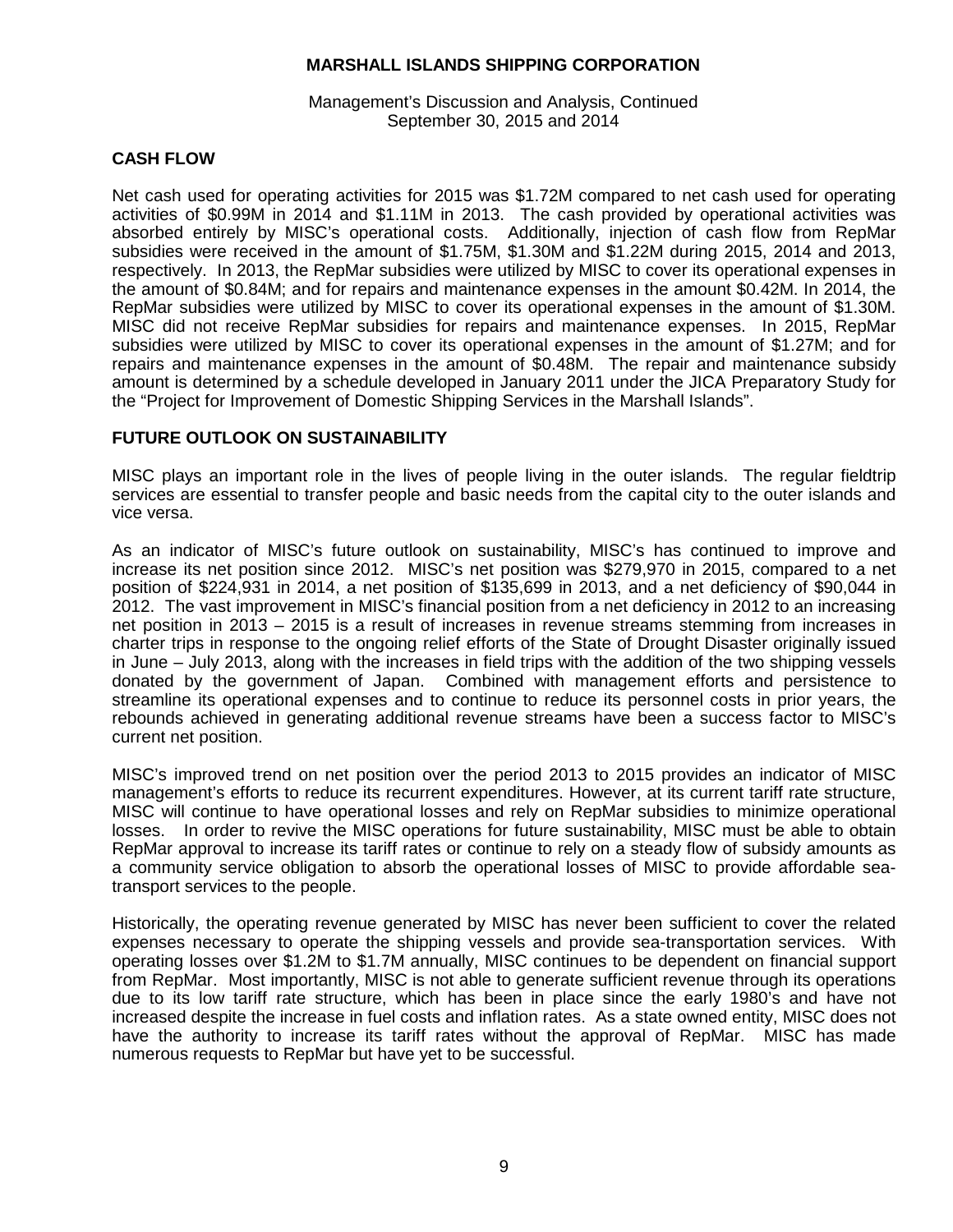## CASH FLOW

Net cash used for operating activities for 2015 was \$1.72M compared to net cash used for operating activities of \$0.99M in 2014 and \$1.11M in 2013. The cash provided by operational activities was absorbed entirely by MISC's operational costs. Additionally, injection of cash flow from RepMar subsidies were received in the amount of \$1.75M, \$1.30M and \$1.22M during 2015, 2014 and 2013, respectively. In 2013, the RepMar subsidies were utilized by MISC to cover its operational expenses in the amount of \$0.84M; and for repairs and maintenance expenses in the amount \$0.42M. In 2014, the RepMar subsidies were utilized by MISC to cover its operational expenses in the amount of \$1.30M. MISC did not receive RepMar subsidies for repairs and maintenance expenses. In 2015, RepMar subsidies were utilized by MISC to cover its operational expenses in the amount of \$1.27M; and for repairs and maintenance expenses in the amount of \$0.48M. The repair and maintenance subsidy amount is determined by a schedule developed in January 2011 under the JICA Preparatory Study for the "Project for Improvement of Domestic Shipping Services in the Marshall Islands".

## FUTURE OUTLOOK ON SUSTAINABILITY

MISC plays an important role in the lives of people living in the outer islands. The regular fieldtrip services are essential to transfer people and basic needs from the capital city to the outer islands and vice versa.

As an indicator of MISC's future outlook on sustainability, MISC's has continued to improve and increase its net position since 2012. MISC's net position was \$279,970 in 2015, compared to a net position of \$224,931 in 2014, a net position of \$135,699 in 2013, and a net deficiency of \$90,044 in 2012. The vast improvement in MISC's financial position from a net deficiency in 2012 to an increasing net position in 2013 – 2015 is a result of increases in revenue streams stemming from increases in charter trips in response to the ongoing relief efforts of the State of Drought Disaster originally issued in June – July 2013, along with the increases in field trips with the addition of the two shipping vessels donated by the government of Japan. Combined with management efforts and persistence to streamline its operational expenses and to continue to reduce its personnel costs in prior years, the rebounds achieved in generating additional revenue streams have been a success factor to MISC's current net position.

MISC's improved trend on net position over the period 2013 to 2015 provides an indicator of MISC management's efforts to reduce its recurrent expenditures. However, at its current tariff rate structure, MISC will continue to have operational losses and rely on RepMar subsidies to minimize operational losses. In order to revive the MISC operations for future sustainability, MISC must be able to obtain RepMar approval to increase its tariff rates or continue to rely on a steady flow of subsidy amounts as a community service obligation to absorb the operational losses of MISC to provide affordable sea-transport services to the people.

Historically, the operating revenue generated by MISC has never been sufficient to cover the related expenses necessary to operate the shipping vessels and provide sea-transportation services. With operating losses over \$1.2M to \$1.7M annually, MISC continues to be dependent on financial support from RepMar. Most importantly, MISC is not able to generate sufficient revenue through its operations due to its low tariff rate structure, which has been in place since the early 1980's and have not increased despite the increase in fuel costs and inflation rates. As a state owned entity, MISC does not have the authority to increase its tariff rates without the approval of RepMar. MISC has made numerous requests to RepMar but have yet to be successful.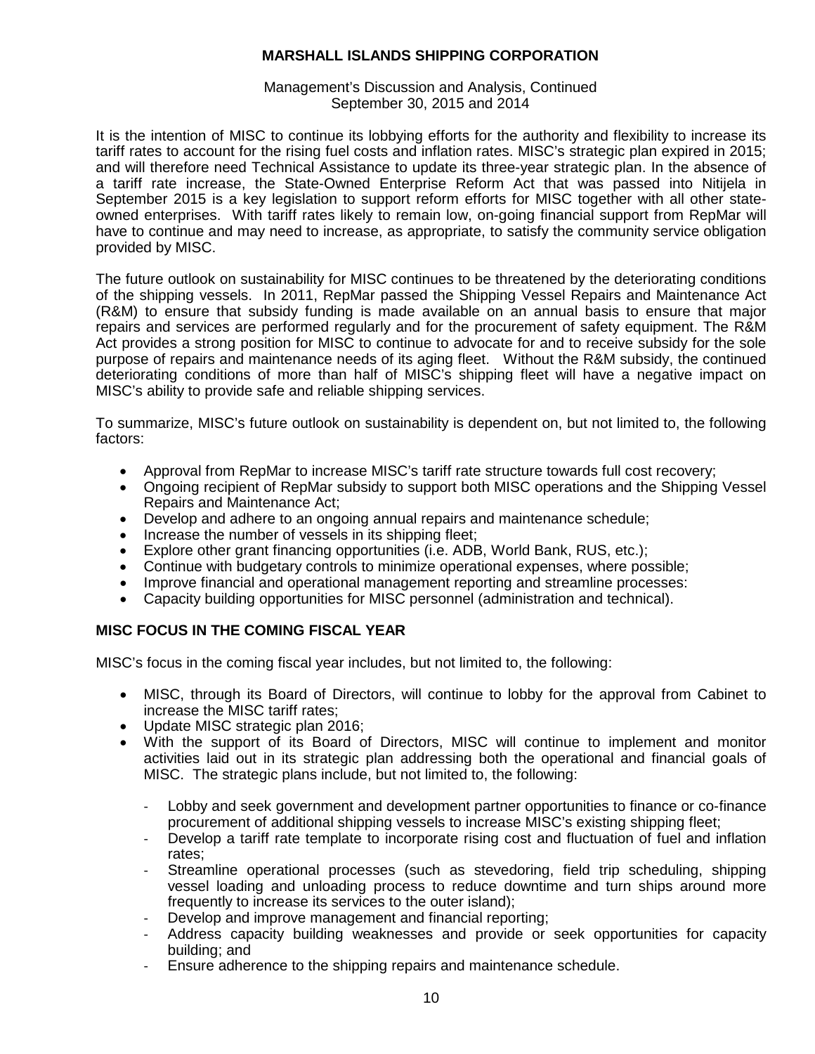It is the intention of MISC to continue its lobbying efforts for the authority and flexibility to increase its tariff rates to account for the rising fuel costs and inflation rates. MISC's strategic plan expired in 2015; and will therefore need Technical Assistance to update its three-year strategic plan. In the absence of a tariff rate increase, the State-Owned Enterprise Reform Act that was passed into Nitijela in September 2015 is a key legislation to support reform efforts for MISC together with all other state-owned enterprises. With tariff rates likely to remain low, on-going financial support from RepMar will have to continue and may need to increase, as appropriate, to satisfy the community service obligation provided by MISC.

The future outlook on sustainability for MISC continues to be threatened by the deteriorating conditions of the shipping vessels. In 2011, RepMar passed the Shipping Vessel Repairs and Maintenance Act (R&M) to ensure that subsidy funding is made available on an annual basis to ensure that major repairs and services are performed regularly and for the procurement of safety equipment. The R&M Act provides a strong position for MISC to continue to advocate for and to receive subsidy for the sole purpose of repairs and maintenance needs of its aging fleet. Without the R&M subsidy, the continued deteriorating conditions of more than half of MISC's shipping fleet will have a negative impact on MISC's ability to provide safe and reliable shipping services.

To summarize, MISC's future outlook on sustainability is dependent on, but not limited to, the following factors:

- Approval from RepMar to increase MISC's tariff rate structure towards full cost recovery;
- Ongoing recipient of RepMar subsidy to support both MISC operations and the Shipping Vessel Repairs and Maintenance Act;
- Develop and adhere to an ongoing annual repairs and maintenance schedule;
- Increase the number of vessels in its shipping fleet;
- Explore other grant financing opportunities (i.e. ADB, World Bank, RUS, etc.);
- Continue with budgetary controls to minimize operational expenses, where possible;
- Improve financial and operational management reporting and streamline processes:
- Capacity building opportunities for MISC personnel (administration and technical).

## MISC FOCUS IN THE COMING FISCAL YEAR

MISC's focus in the coming fiscal year includes, but not limited to, the following:

- MISC, through its Board of Directors, will continue to lobby for the approval from Cabinet to increase the MISC tariff rates;
- Update MISC strategic plan 2016;
- With the support of its Board of Directors, MISC will continue to implement and monitor activities laid out in its strategic plan addressing both the operational and financial goals of MISC. The strategic plans include, but not limited to, the following:
  - Lobby and seek government and development partner opportunities to finance or co-finance procurement of additional shipping vessels to increase MISC's existing shipping fleet;
  - Develop a tariff rate template to incorporate rising cost and fluctuation of fuel and inflation rates;
  - Streamline operational processes (such as stevedoring, field trip scheduling, shipping vessel loading and unloading process to reduce downtime and turn ships around more frequently to increase its services to the outer island);
  - Develop and improve management and financial reporting;
  - Address capacity building weaknesses and provide or seek opportunities for capacity building; and
  - Ensure adherence to the shipping repairs and maintenance schedule.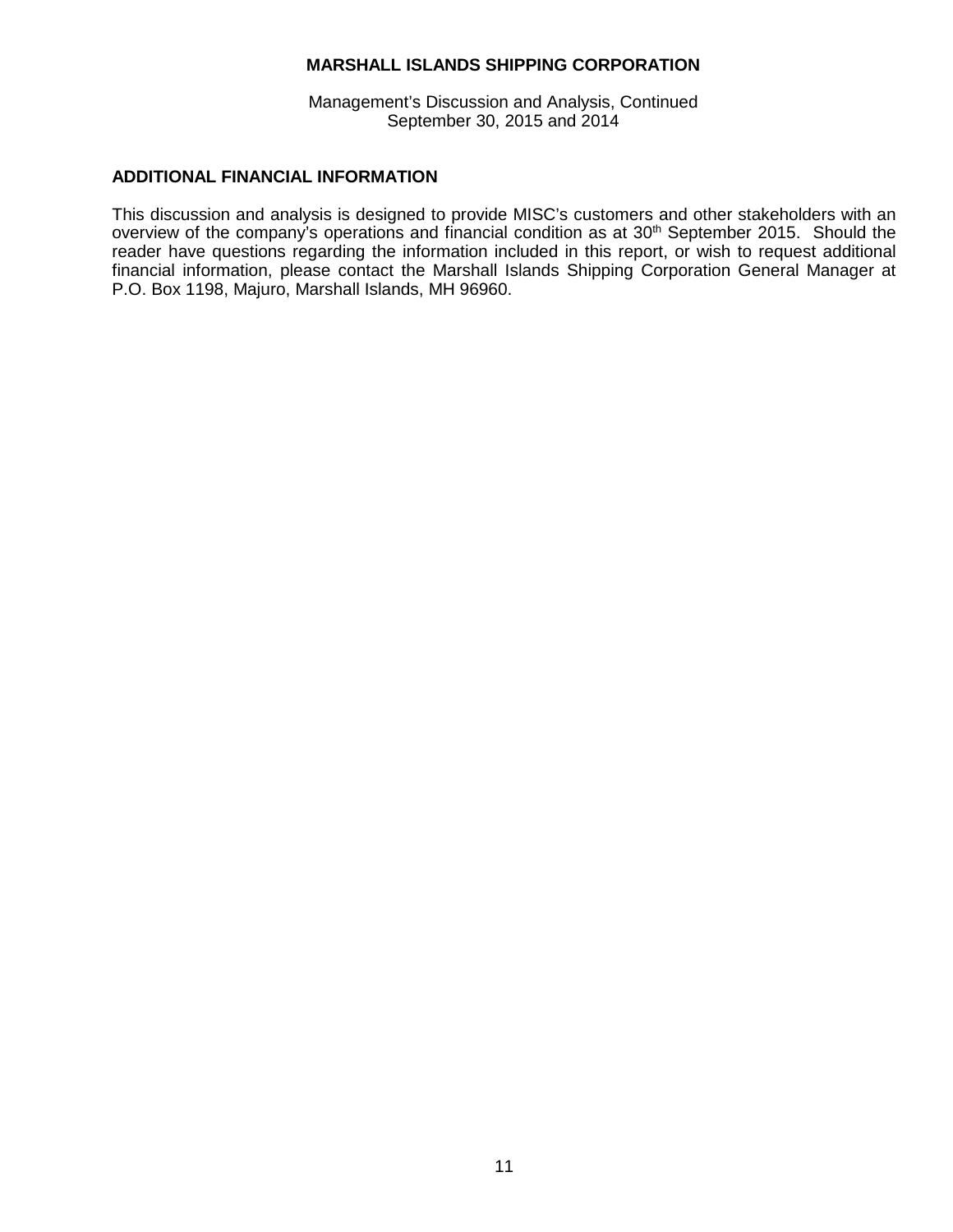## ADDITIONAL FINANCIAL INFORMATION

This discussion and analysis is designed to provide MISC's customers and other stakeholders with an overview of the company's operations and financial condition as at 30th September 2015. Should the reader have questions regarding the information included in this report, or wish to request additional financial information, please contact the Marshall Islands Shipping Corporation General Manager at P.O. Box 1198, Majuro, Marshall Islands, MH 96960.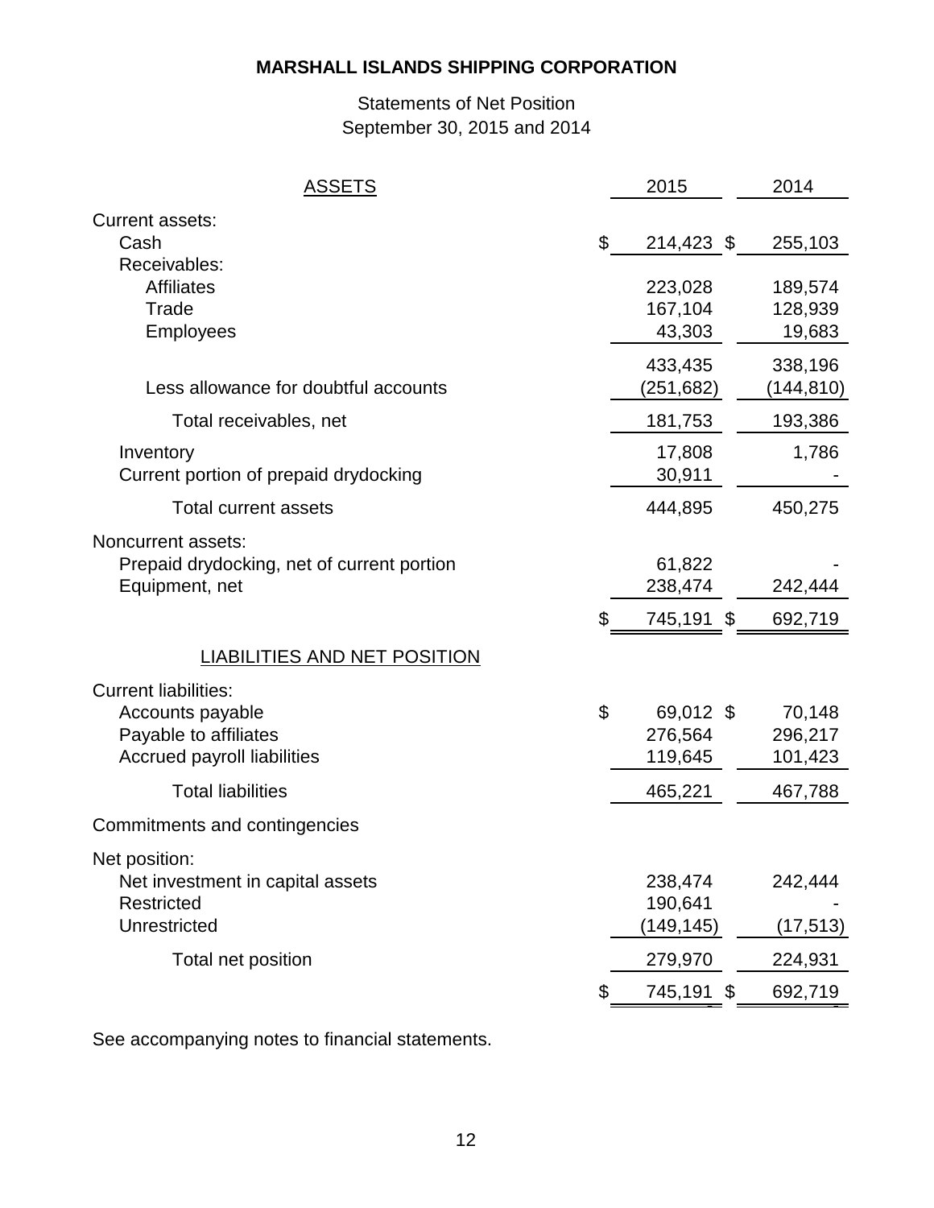**MARSHALL ISLANDS SHIPPING CORPORATION**

Statements of Net Position
September 30, 2015 and 2014

| ASSETS | 2015 | 2014 |
|---|---|---|
| Current assets: | | |
| Cash | $ 214,423 | $ 255,103 |
| Receivables: | | |
| Affiliates | 223,028 | 189,574 |
| Trade | 167,104 | 128,939 |
| Employees | 43,303 | 19,683 |
| | 433,435 | 338,196 |
| Less allowance for doubtful accounts | (251,682) | (144,810) |
| Total receivables, net | 181,753 | 193,386 |
| Inventory | 17,808 | 1,786 |
| Current portion of prepaid drydocking | 30,911 | - |
| Total current assets | 444,895 | 450,275 |
| Noncurrent assets: | | |
| Prepaid drydocking, net of current portion | 61,822 | - |
| Equipment, net | 238,474 | 242,444 |
| | $ 745,191 | $ 692,719 |
| LIABILITIES AND NET POSITION | | |
| Current liabilities: | | |
| Accounts payable | $ 69,012 | $ 70,148 |
| Payable to affiliates | 276,564 | 296,217 |
| Accrued payroll liabilities | 119,645 | 101,423 |
| Total liabilities | 465,221 | 467,788 |
| Commitments and contingencies | | |
| Net position: | | |
| Net investment in capital assets | 238,474 | 242,444 |
| Restricted | 190,641 | - |
| Unrestricted | (149,145) | (17,513) |
| Total net position | 279,970 | 224,931 |
| | $ 745,191 | $ 692,719 |

See accompanying notes to financial statements.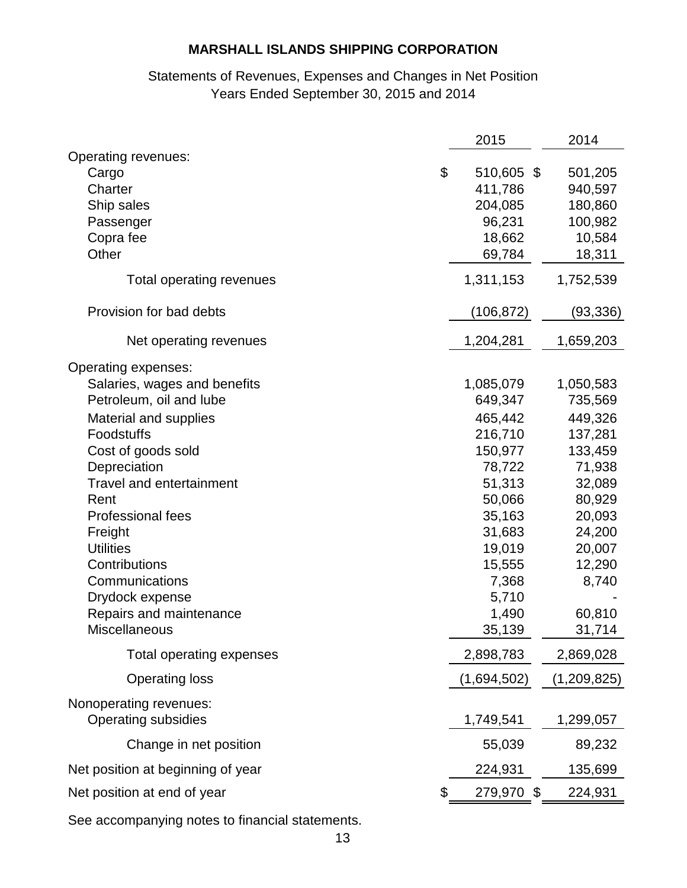**MARSHALL ISLANDS SHIPPING CORPORATION**

Statements of Revenues, Expenses and Changes in Net Position
Years Ended September 30, 2015 and 2014

| | 2015 | 2014 |
|---|---|---|
| Operating revenues: | | |
| Cargo | $ 510,605 | $ 501,205 |
| Charter | 411,786 | 940,597 |
| Ship sales | 204,085 | 180,860 |
| Passenger | 96,231 | 100,982 |
| Copra fee | 18,662 | 10,584 |
| Other | 69,784 | 18,311 |
| Total operating revenues | 1,311,153 | 1,752,539 |
| Provision for bad debts | (106,872) | (93,336) |
| Net operating revenues | 1,204,281 | 1,659,203 |
| Operating expenses: | | |
| Salaries, wages and benefits | 1,085,079 | 1,050,583 |
| Petroleum, oil and lube | 649,347 | 735,569 |
| Material and supplies | 465,442 | 449,326 |
| Foodstuffs | 216,710 | 137,281 |
| Cost of goods sold | 150,977 | 133,459 |
| Depreciation | 78,722 | 71,938 |
| Travel and entertainment | 51,313 | 32,089 |
| Rent | 50,066 | 80,929 |
| Professional fees | 35,163 | 20,093 |
| Freight | 31,683 | 24,200 |
| Utilities | 19,019 | 20,007 |
| Contributions | 15,555 | 12,290 |
| Communications | 7,368 | 8,740 |
| Drydock expense | 5,710 | - |
| Repairs and maintenance | 1,490 | 60,810 |
| Miscellaneous | 35,139 | 31,714 |
| Total operating expenses | 2,898,783 | 2,869,028 |
| Operating loss | (1,694,502) | (1,209,825) |
| Nonoperating revenues: | | |
| Operating subsidies | 1,749,541 | 1,299,057 |
| Change in net position | 55,039 | 89,232 |
| Net position at beginning of year | 224,931 | 135,699 |
| Net position at end of year | $ 279,970 | $ 224,931 |

See accompanying notes to financial statements.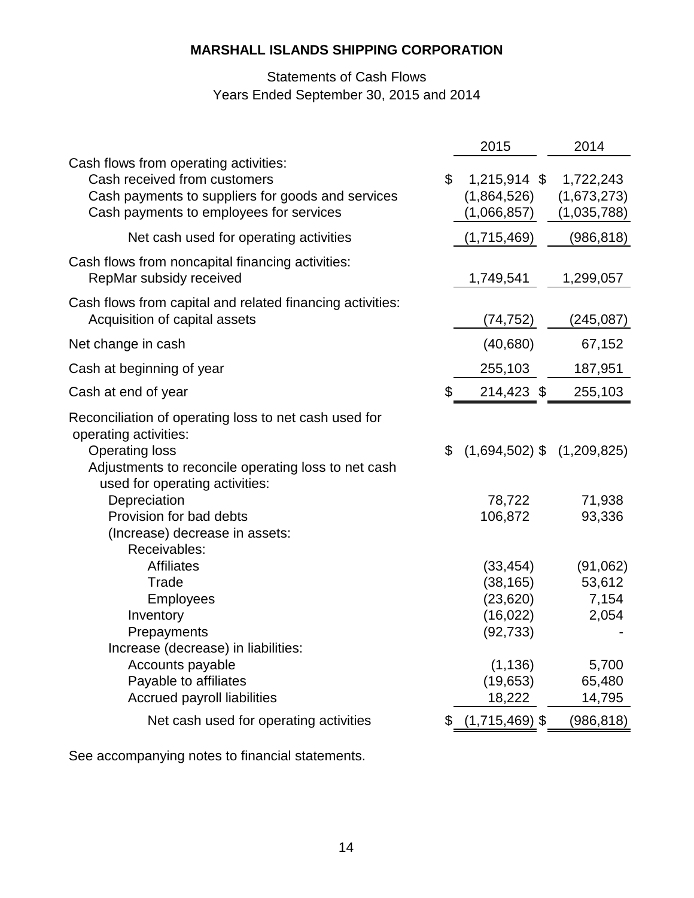# MARSHALL ISLANDS SHIPPING CORPORATION

Statements of Cash Flows
Years Ended September 30, 2015 and 2014

| | 2015 | 2014 |
|---|---|---|
| Cash flows from operating activities: | | |
| Cash received from customers | $ 1,215,914 | $ 1,722,243 |
| Cash payments to suppliers for goods and services | (1,864,526) | (1,673,273) |
| Cash payments to employees for services | (1,066,857) | (1,035,788) |
| Net cash used for operating activities | (1,715,469) | (986,818) |
| Cash flows from noncapital financing activities: | | |
| RepMar subsidy received | 1,749,541 | 1,299,057 |
| Cash flows from capital and related financing activities: | | |
| Acquisition of capital assets | (74,752) | (245,087) |
| Net change in cash | (40,680) | 67,152 |
| Cash at beginning of year | 255,103 | 187,951 |
| Cash at end of year | $ 214,423 | $ 255,103 |
| Reconciliation of operating loss to net cash used for operating activities: | | |
| Operating loss | $ (1,694,502) | $ (1,209,825) |
| Adjustments to reconcile operating loss to net cash used for operating activities: | | |
| Depreciation | 78,722 | 71,938 |
| Provision for bad debts | 106,872 | 93,336 |
| (Increase) decrease in assets: | | |
| Receivables: | | |
| Affiliates | (33,454) | (91,062) |
| Trade | (38,165) | 53,612 |
| Employees | (23,620) | 7,154 |
| Inventory | (16,022) | 2,054 |
| Prepayments | (92,733) | - |
| Increase (decrease) in liabilities: | | |
| Accounts payable | (1,136) | 5,700 |
| Payable to affiliates | (19,653) | 65,480 |
| Accrued payroll liabilities | 18,222 | 14,795 |
| Net cash used for operating activities | $ (1,715,469) | $ (986,818) |

See accompanying notes to financial statements.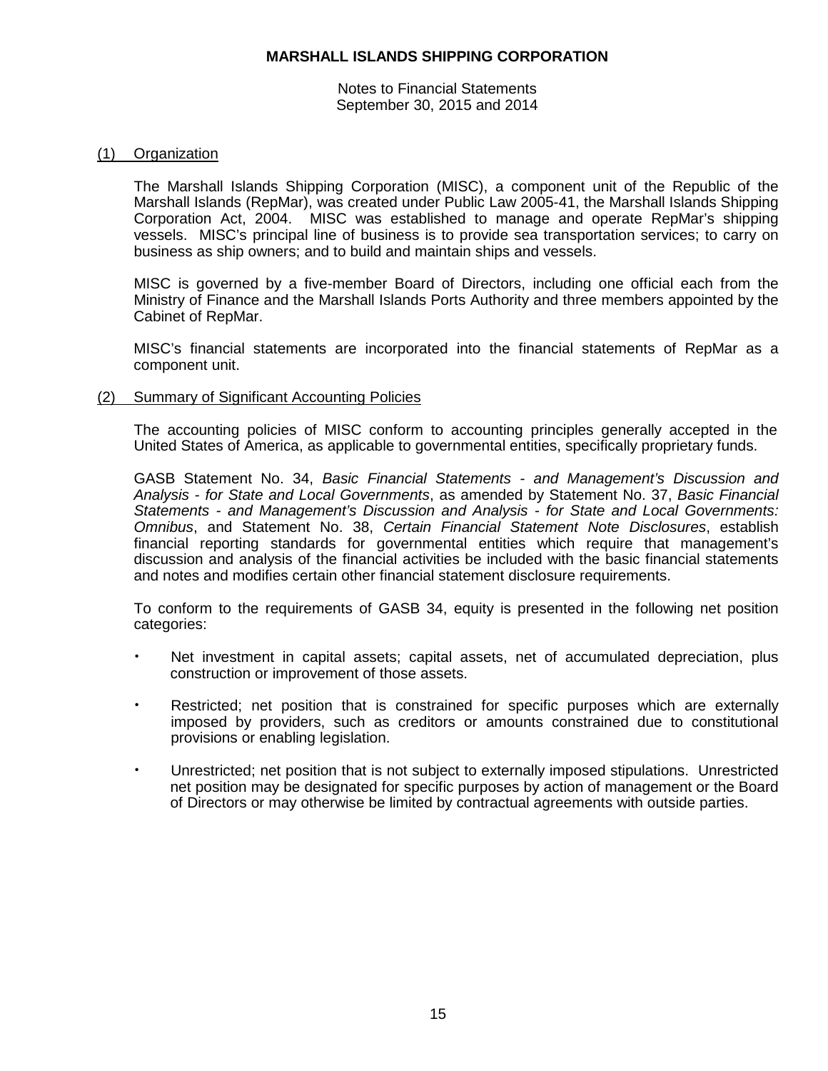**MARSHALL ISLANDS SHIPPING CORPORATION**

Notes to Financial Statements
September 30, 2015 and 2014

(1) Organization

The Marshall Islands Shipping Corporation (MISC), a component unit of the Republic of the Marshall Islands (RepMar), was created under Public Law 2005-41, the Marshall Islands Shipping Corporation Act, 2004. MISC was established to manage and operate RepMar's shipping vessels. MISC's principal line of business is to provide sea transportation services; to carry on business as ship owners; and to build and maintain ships and vessels.

MISC is governed by a five-member Board of Directors, including one official each from the Ministry of Finance and the Marshall Islands Ports Authority and three members appointed by the Cabinet of RepMar.

MISC's financial statements are incorporated into the financial statements of RepMar as a component unit.

(2) Summary of Significant Accounting Policies

The accounting policies of MISC conform to accounting principles generally accepted in the United States of America, as applicable to governmental entities, specifically proprietary funds.

GASB Statement No. 34, *Basic Financial Statements - and Management's Discussion and Analysis - for State and Local Governments*, as amended by Statement No. 37, *Basic Financial Statements - and Management's Discussion and Analysis - for State and Local Governments: Omnibus*, and Statement No. 38, *Certain Financial Statement Note Disclosures*, establish financial reporting standards for governmental entities which require that management's discussion and analysis of the financial activities be included with the basic financial statements and notes and modifies certain other financial statement disclosure requirements.

To conform to the requirements of GASB 34, equity is presented in the following net position categories:

- Net investment in capital assets; capital assets, net of accumulated depreciation, plus construction or improvement of those assets.

- Restricted; net position that is constrained for specific purposes which are externally imposed by providers, such as creditors or amounts constrained due to constitutional provisions or enabling legislation.

- Unrestricted; net position that is not subject to externally imposed stipulations. Unrestricted net position may be designated for specific purposes by action of management or the Board of Directors or may otherwise be limited by contractual agreements with outside parties.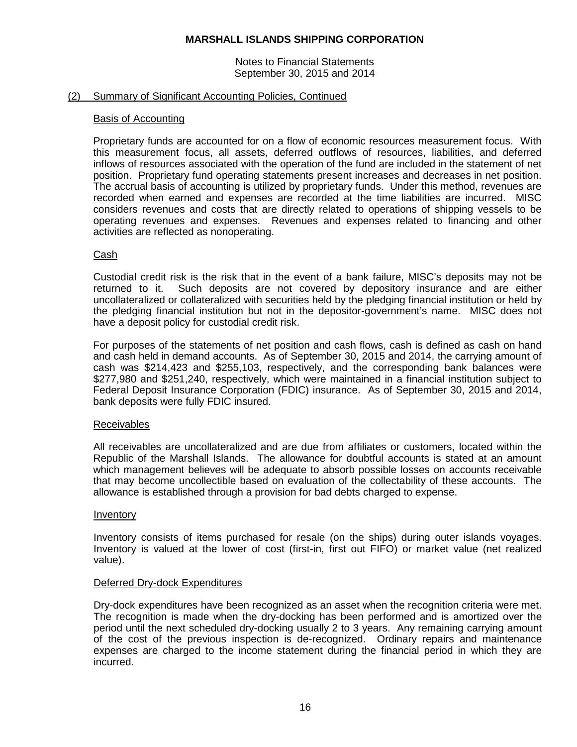# MARSHALL ISLANDS SHIPPING CORPORATION

Notes to Financial Statements
September 30, 2015 and 2014

## (2) Summary of Significant Accounting Policies, Continued

### Basis of Accounting

Proprietary funds are accounted for on a flow of economic resources measurement focus. With this measurement focus, all assets, deferred outflows of resources, liabilities, and deferred inflows of resources associated with the operation of the fund are included in the statement of net position. Proprietary fund operating statements present increases and decreases in net position. The accrual basis of accounting is utilized by proprietary funds. Under this method, revenues are recorded when earned and expenses are recorded at the time liabilities are incurred. MISC considers revenues and costs that are directly related to operations of shipping vessels to be operating revenues and expenses. Revenues and expenses related to financing and other activities are reflected as nonoperating.

### Cash

Custodial credit risk is the risk that in the event of a bank failure, MISC's deposits may not be returned to it. Such deposits are not covered by depository insurance and are either uncollateralized or collateralized with securities held by the pledging financial institution or held by the pledging financial institution but not in the depositor-government's name. MISC does not have a deposit policy for custodial credit risk.

For purposes of the statements of net position and cash flows, cash is defined as cash on hand and cash held in demand accounts. As of September 30, 2015 and 2014, the carrying amount of cash was $214,423 and $255,103, respectively, and the corresponding bank balances were $277,980 and $251,240, respectively, which were maintained in a financial institution subject to Federal Deposit Insurance Corporation (FDIC) insurance. As of September 30, 2015 and 2014, bank deposits were fully FDIC insured.

### Receivables

All receivables are uncollateralized and are due from affiliates or customers, located within the Republic of the Marshall Islands. The allowance for doubtful accounts is stated at an amount which management believes will be adequate to absorb possible losses on accounts receivable that may become uncollectible based on evaluation of the collectability of these accounts. The allowance is established through a provision for bad debts charged to expense.

### Inventory

Inventory consists of items purchased for resale (on the ships) during outer islands voyages. Inventory is valued at the lower of cost (first-in, first out FIFO) or market value (net realized value).

### Deferred Dry-dock Expenditures

Dry-dock expenditures have been recognized as an asset when the recognition criteria were met. The recognition is made when the dry-docking has been performed and is amortized over the period until the next scheduled dry-docking usually 2 to 3 years. Any remaining carrying amount of the cost of the previous inspection is de-recognized. Ordinary repairs and maintenance expenses are charged to the income statement during the financial period in which they are incurred.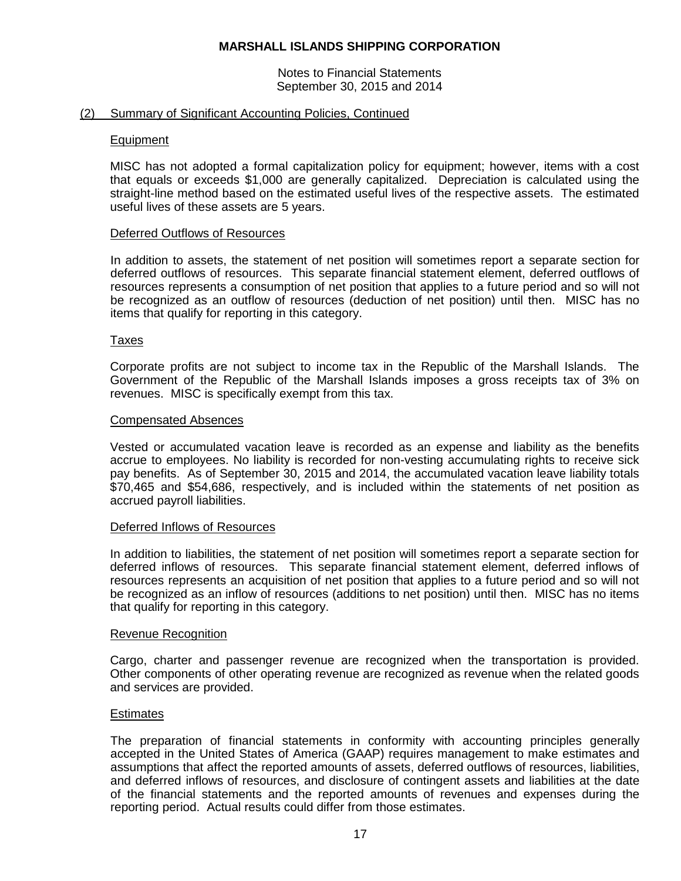## (2) Summary of Significant Accounting Policies, Continued

### Equipment

MISC has not adopted a formal capitalization policy for equipment; however, items with a cost that equals or exceeds $1,000 are generally capitalized. Depreciation is calculated using the straight-line method based on the estimated useful lives of the respective assets. The estimated useful lives of these assets are 5 years.

### Deferred Outflows of Resources

In addition to assets, the statement of net position will sometimes report a separate section for deferred outflows of resources. This separate financial statement element, deferred outflows of resources represents a consumption of net position that applies to a future period and so will not be recognized as an outflow of resources (deduction of net position) until then. MISC has no items that qualify for reporting in this category.

### Taxes

Corporate profits are not subject to income tax in the Republic of the Marshall Islands. The Government of the Republic of the Marshall Islands imposes a gross receipts tax of 3% on revenues. MISC is specifically exempt from this tax.

### Compensated Absences

Vested or accumulated vacation leave is recorded as an expense and liability as the benefits accrue to employees. No liability is recorded for non-vesting accumulating rights to receive sick pay benefits. As of September 30, 2015 and 2014, the accumulated vacation leave liability totals $70,465 and $54,686, respectively, and is included within the statements of net position as accrued payroll liabilities.

### Deferred Inflows of Resources

In addition to liabilities, the statement of net position will sometimes report a separate section for deferred inflows of resources. This separate financial statement element, deferred inflows of resources represents an acquisition of net position that applies to a future period and so will not be recognized as an inflow of resources (additions to net position) until then. MISC has no items that qualify for reporting in this category.

### Revenue Recognition

Cargo, charter and passenger revenue are recognized when the transportation is provided. Other components of other operating revenue are recognized as revenue when the related goods and services are provided.

### Estimates

The preparation of financial statements in conformity with accounting principles generally accepted in the United States of America (GAAP) requires management to make estimates and assumptions that affect the reported amounts of assets, deferred outflows of resources, liabilities, and deferred inflows of resources, and disclosure of contingent assets and liabilities at the date of the financial statements and the reported amounts of revenues and expenses during the reporting period. Actual results could differ from those estimates.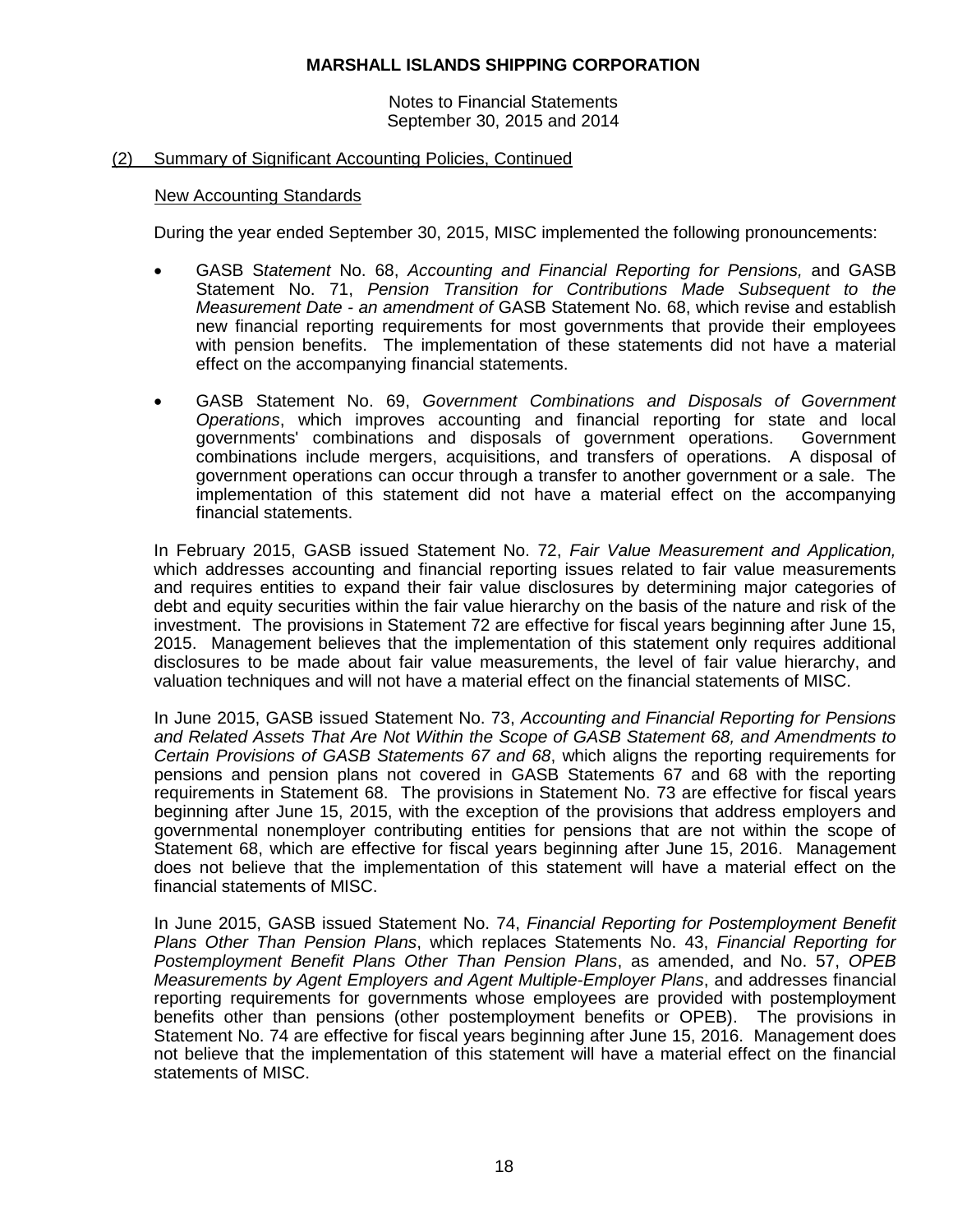## (2) Summary of Significant Accounting Policies, Continued

### New Accounting Standards

During the year ended September 30, 2015, MISC implemented the following pronouncements:

- GASB S*tatement* No. 68, *Accounting and Financial Reporting for Pensions,* and GASB Statement No. 71, *Pension Transition for Contributions Made Subsequent to the Measurement Date - an amendment of* GASB Statement No. 68, which revise and establish new financial reporting requirements for most governments that provide their employees with pension benefits. The implementation of these statements did not have a material effect on the accompanying financial statements.

- GASB Statement No. 69, *Government Combinations and Disposals of Government Operations*, which improves accounting and financial reporting for state and local governments' combinations and disposals of government operations. Government combinations include mergers, acquisitions, and transfers of operations. A disposal of government operations can occur through a transfer to another government or a sale. The implementation of this statement did not have a material effect on the accompanying financial statements.

In February 2015, GASB issued Statement No. 72, *Fair Value Measurement and Application,* which addresses accounting and financial reporting issues related to fair value measurements and requires entities to expand their fair value disclosures by determining major categories of debt and equity securities within the fair value hierarchy on the basis of the nature and risk of the investment. The provisions in Statement 72 are effective for fiscal years beginning after June 15, 2015. Management believes that the implementation of this statement only requires additional disclosures to be made about fair value measurements, the level of fair value hierarchy, and valuation techniques and will not have a material effect on the financial statements of MISC.

In June 2015, GASB issued Statement No. 73, *Accounting and Financial Reporting for Pensions and Related Assets That Are Not Within the Scope of GASB Statement 68, and Amendments to Certain Provisions of GASB Statements 67 and 68*, which aligns the reporting requirements for pensions and pension plans not covered in GASB Statements 67 and 68 with the reporting requirements in Statement 68. The provisions in Statement No. 73 are effective for fiscal years beginning after June 15, 2015, with the exception of the provisions that address employers and governmental nonemployer contributing entities for pensions that are not within the scope of Statement 68, which are effective for fiscal years beginning after June 15, 2016. Management does not believe that the implementation of this statement will have a material effect on the financial statements of MISC.

In June 2015, GASB issued Statement No. 74, *Financial Reporting for Postemployment Benefit Plans Other Than Pension Plans*, which replaces Statements No. 43, *Financial Reporting for Postemployment Benefit Plans Other Than Pension Plans*, as amended, and No. 57, *OPEB Measurements by Agent Employers and Agent Multiple-Employer Plans*, and addresses financial reporting requirements for governments whose employees are provided with postemployment benefits other than pensions (other postemployment benefits or OPEB). The provisions in Statement No. 74 are effective for fiscal years beginning after June 15, 2016. Management does not believe that the implementation of this statement will have a material effect on the financial statements of MISC.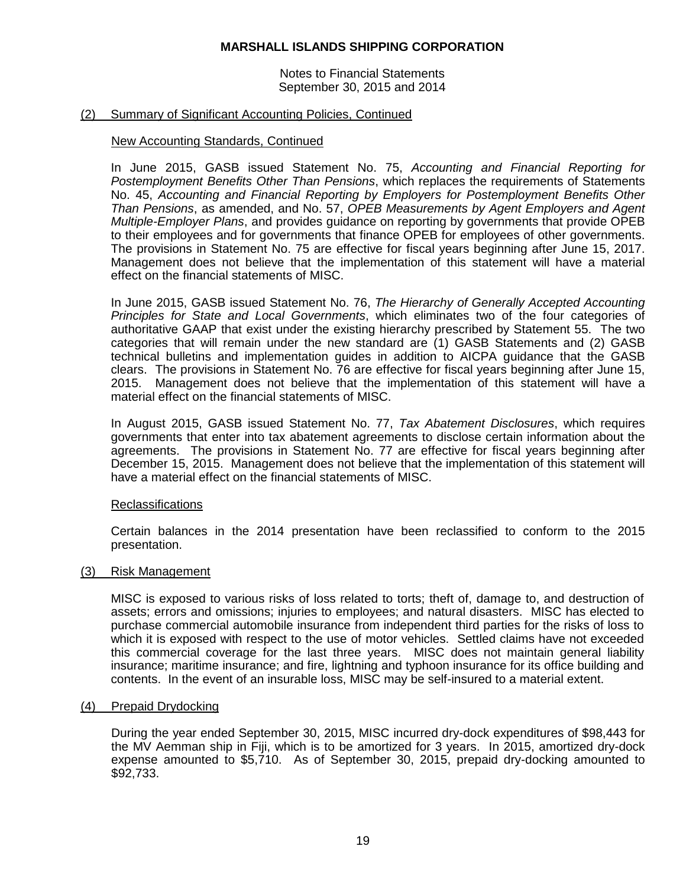**MARSHALL ISLANDS SHIPPING CORPORATION**

Notes to Financial Statements
September 30, 2015 and 2014

(2) Summary of Significant Accounting Policies, Continued

New Accounting Standards, Continued

In June 2015, GASB issued Statement No. 75, *Accounting and Financial Reporting for Postemployment Benefits Other Than Pensions*, which replaces the requirements of Statements No. 45, *Accounting and Financial Reporting by Employers for Postemployment Benefits Other Than Pensions*, as amended, and No. 57, *OPEB Measurements by Agent Employers and Agent Multiple-Employer Plans*, and provides guidance on reporting by governments that provide OPEB to their employees and for governments that finance OPEB for employees of other governments. The provisions in Statement No. 75 are effective for fiscal years beginning after June 15, 2017. Management does not believe that the implementation of this statement will have a material effect on the financial statements of MISC.

In June 2015, GASB issued Statement No. 76, *The Hierarchy of Generally Accepted Accounting Principles for State and Local Governments*, which eliminates two of the four categories of authoritative GAAP that exist under the existing hierarchy prescribed by Statement 55. The two categories that will remain under the new standard are (1) GASB Statements and (2) GASB technical bulletins and implementation guides in addition to AICPA guidance that the GASB clears. The provisions in Statement No. 76 are effective for fiscal years beginning after June 15, 2015. Management does not believe that the implementation of this statement will have a material effect on the financial statements of MISC.

In August 2015, GASB issued Statement No. 77, *Tax Abatement Disclosures*, which requires governments that enter into tax abatement agreements to disclose certain information about the agreements. The provisions in Statement No. 77 are effective for fiscal years beginning after December 15, 2015. Management does not believe that the implementation of this statement will have a material effect on the financial statements of MISC.

Reclassifications

Certain balances in the 2014 presentation have been reclassified to conform to the 2015 presentation.

(3) Risk Management

MISC is exposed to various risks of loss related to torts; theft of, damage to, and destruction of assets; errors and omissions; injuries to employees; and natural disasters. MISC has elected to purchase commercial automobile insurance from independent third parties for the risks of loss to which it is exposed with respect to the use of motor vehicles. Settled claims have not exceeded this commercial coverage for the last three years. MISC does not maintain general liability insurance; maritime insurance; and fire, lightning and typhoon insurance for its office building and contents. In the event of an insurable loss, MISC may be self-insured to a material extent.

(4) Prepaid Drydocking

During the year ended September 30, 2015, MISC incurred dry-dock expenditures of $98,443 for the MV Aemman ship in Fiji, which is to be amortized for 3 years. In 2015, amortized dry-dock expense amounted to $5,710. As of September 30, 2015, prepaid dry-docking amounted to $92,733.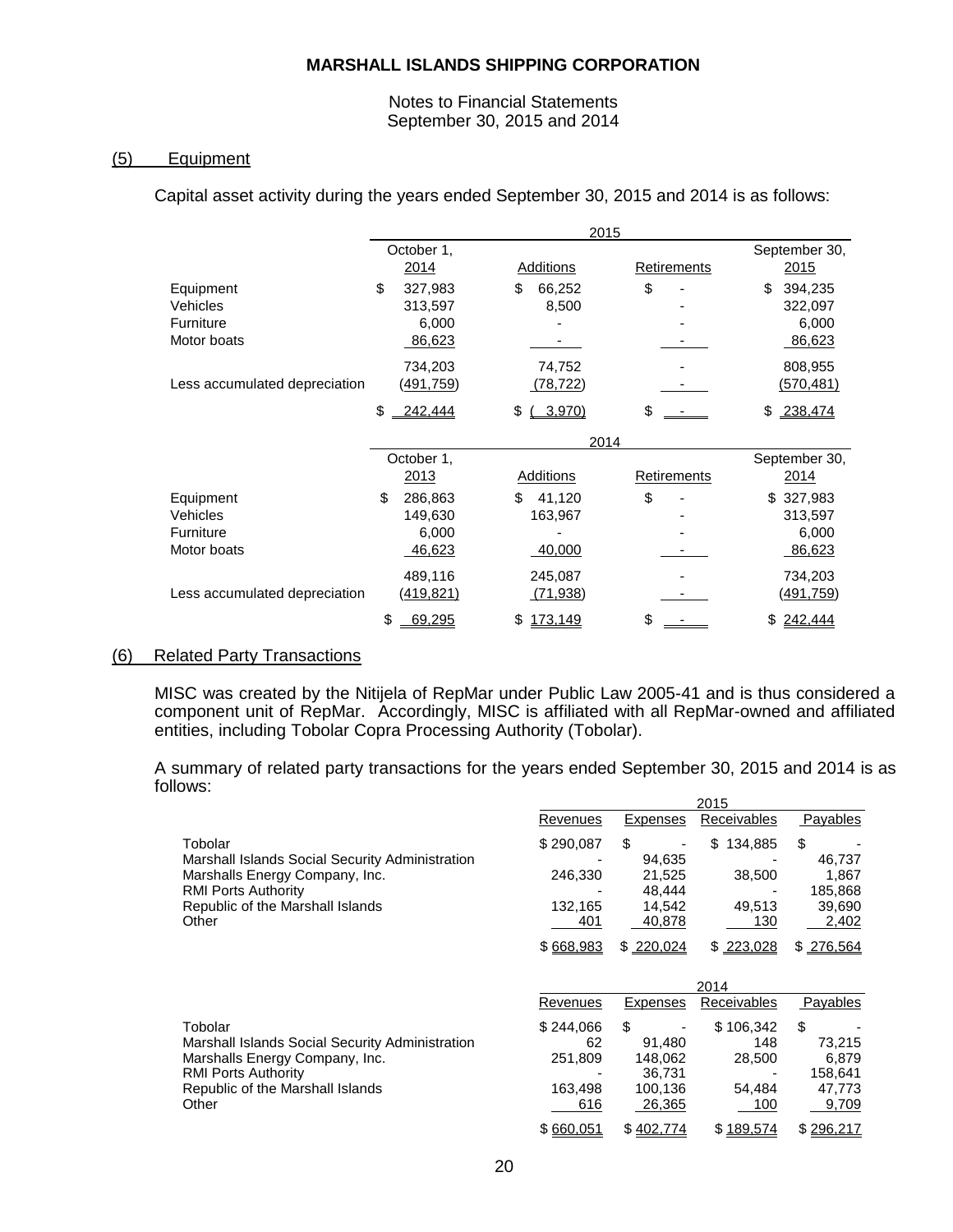## (5) Equipment

Capital asset activity during the years ended September 30, 2015 and 2014 is as follows:

| | 2015 | | | |
|---|---|---|---|---|
| | October 1, 2014 | Additions | Retirements | September 30, 2015 |
| Equipment | $ 327,983 | $ 66,252 | $ - | $ 394,235 |
| Vehicles | 313,597 | 8,500 | - | 322,097 |
| Furniture | 6,000 | - | - | 6,000 |
| Motor boats | 86,623 | - | - | 86,623 |
| | 734,203 | 74,752 | - | 808,955 |
| Less accumulated depreciation | (491,759) | (78,722) | - | (570,481) |
| | $ 242,444 | $ ( 3,970) | $ - | $ 238,474 |

| | 2014 | | | |
|---|---|---|---|---|
| | October 1, 2013 | Additions | Retirements | September 30, 2014 |
| Equipment | $ 286,863 | $ 41,120 | $ - | $ 327,983 |
| Vehicles | 149,630 | 163,967 | - | 313,597 |
| Furniture | 6,000 | - | - | 6,000 |
| Motor boats | 46,623 | 40,000 | - | 86,623 |
| | 489,116 | 245,087 | - | 734,203 |
| Less accumulated depreciation | (419,821) | (71,938) | - | (491,759) |
| | $ 69,295 | $ 173,149 | $ - | $ 242,444 |

## (6) Related Party Transactions

MISC was created by the Nitijela of RepMar under Public Law 2005-41 and is thus considered a component unit of RepMar. Accordingly, MISC is affiliated with all RepMar-owned and affiliated entities, including Tobolar Copra Processing Authority (Tobolar).

A summary of related party transactions for the years ended September 30, 2015 and 2014 is as follows:

| | 2015 | | | |
|---|---|---|---|---|
| | Revenues | Expenses | Receivables | Payables |
| Tobolar | $ 290,087 | $ - | $ 134,885 | $ - |
| Marshall Islands Social Security Administration | - | 94,635 | - | 46,737 |
| Marshalls Energy Company, Inc. | 246,330 | 21,525 | 38,500 | 1,867 |
| RMI Ports Authority | - | 48,444 | - | 185,868 |
| Republic of the Marshall Islands | 132,165 | 14,542 | 49,513 | 39,690 |
| Other | 401 | 40,878 | 130 | 2,402 |
| | $ 668,983 | $ 220,024 | $ 223,028 | $ 276,564 |

| | 2014 | | | |
|---|---|---|---|---|
| | Revenues | Expenses | Receivables | Payables |
| Tobolar | $ 244,066 | $ - | $ 106,342 | $ - |
| Marshall Islands Social Security Administration | 62 | 91,480 | 148 | 73,215 |
| Marshalls Energy Company, Inc. | 251,809 | 148,062 | 28,500 | 6,879 |
| RMI Ports Authority | - | 36,731 | - | 158,641 |
| Republic of the Marshall Islands | 163,498 | 100,136 | 54,484 | 47,773 |
| Other | 616 | 26,365 | 100 | 9,709 |
| | $ 660,051 | $ 402,774 | $ 189,574 | $ 296,217 |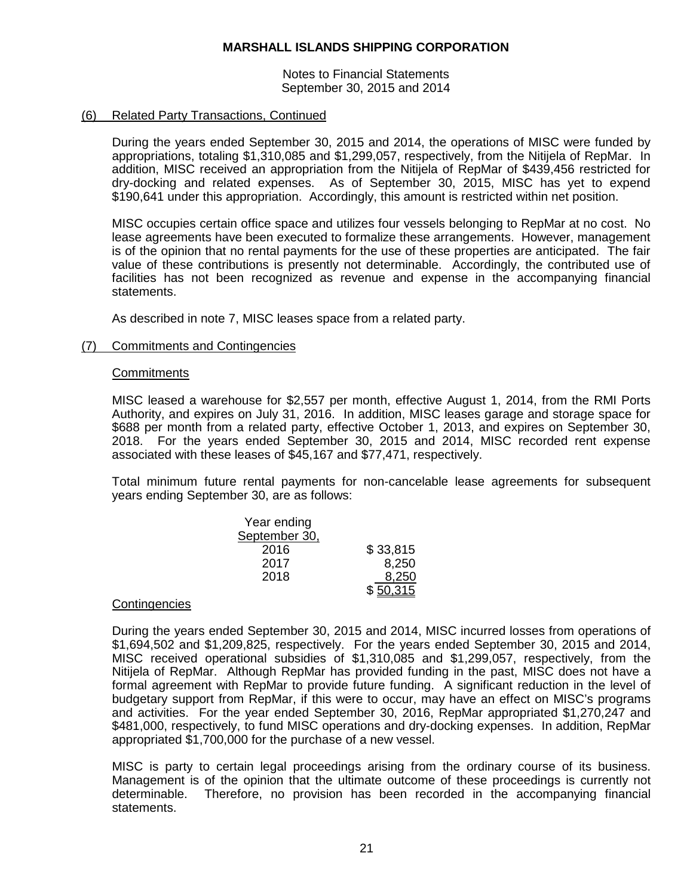# MARSHALL ISLANDS SHIPPING CORPORATION

Notes to Financial Statements
September 30, 2015 and 2014

## (6) Related Party Transactions, Continued

During the years ended September 30, 2015 and 2014, the operations of MISC were funded by appropriations, totaling $1,310,085 and $1,299,057, respectively, from the Nitijela of RepMar. In addition, MISC received an appropriation from the Nitijela of RepMar of $439,456 restricted for dry-docking and related expenses. As of September 30, 2015, MISC has yet to expend $190,641 under this appropriation. Accordingly, this amount is restricted within net position.

MISC occupies certain office space and utilizes four vessels belonging to RepMar at no cost. No lease agreements have been executed to formalize these arrangements. However, management is of the opinion that no rental payments for the use of these properties are anticipated. The fair value of these contributions is presently not determinable. Accordingly, the contributed use of facilities has not been recognized as revenue and expense in the accompanying financial statements.

As described in note 7, MISC leases space from a related party.

## (7) Commitments and Contingencies

### Commitments

MISC leased a warehouse for $2,557 per month, effective August 1, 2014, from the RMI Ports Authority, and expires on July 31, 2016. In addition, MISC leases garage and storage space for $688 per month from a related party, effective October 1, 2013, and expires on September 30, 2018. For the years ended September 30, 2015 and 2014, MISC recorded rent expense associated with these leases of $45,167 and $77,471, respectively.

Total minimum future rental payments for non-cancelable lease agreements for subsequent years ending September 30, are as follows:

| Year ending September 30, | |
|---|---|
| 2016 | $ 33,815 |
| 2017 | 8,250 |
| 2018 | 8,250 |
| | $ 50,315 |

### Contingencies

During the years ended September 30, 2015 and 2014, MISC incurred losses from operations of $1,694,502 and $1,209,825, respectively. For the years ended September 30, 2015 and 2014, MISC received operational subsidies of $1,310,085 and $1,299,057, respectively, from the Nitijela of RepMar. Although RepMar has provided funding in the past, MISC does not have a formal agreement with RepMar to provide future funding. A significant reduction in the level of budgetary support from RepMar, if this were to occur, may have an effect on MISC's programs and activities. For the year ended September 30, 2016, RepMar appropriated $1,270,247 and $481,000, respectively, to fund MISC operations and dry-docking expenses. In addition, RepMar appropriated $1,700,000 for the purchase of a new vessel.

MISC is party to certain legal proceedings arising from the ordinary course of its business. Management is of the opinion that the ultimate outcome of these proceedings is currently not determinable. Therefore, no provision has been recorded in the accompanying financial statements.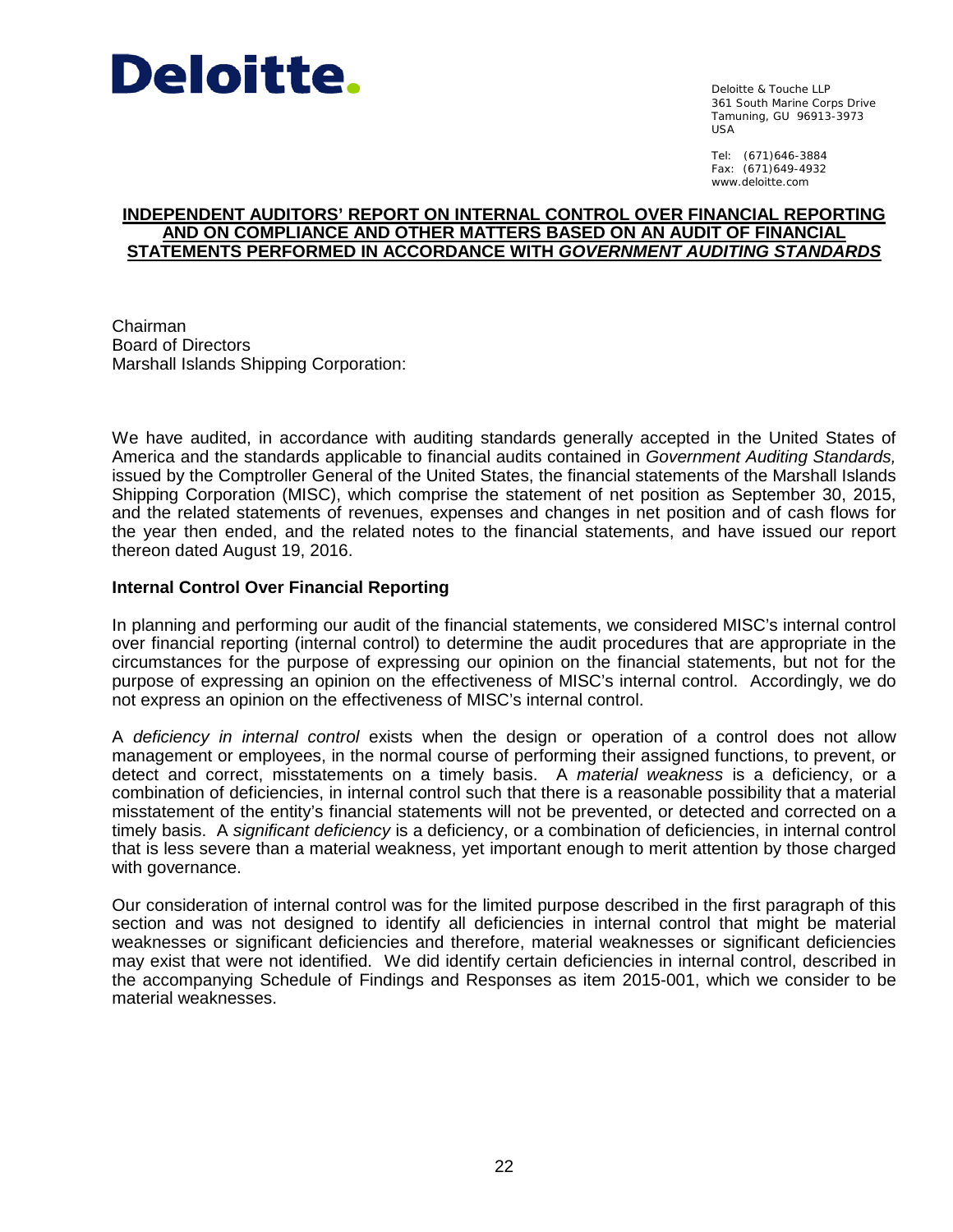**Deloitte.**

Deloitte & Touche LLP
361 South Marine Corps Drive
Tamuning, GU 96913-3973
USA

Tel: (671)646-3884
Fax: (671)649-4932
www.deloitte.com

# INDEPENDENT AUDITORS' REPORT ON INTERNAL CONTROL OVER FINANCIAL REPORTING AND ON COMPLIANCE AND OTHER MATTERS BASED ON AN AUDIT OF FINANCIAL STATEMENTS PERFORMED IN ACCORDANCE WITH *GOVERNMENT AUDITING STANDARDS*

Chairman
Board of Directors
Marshall Islands Shipping Corporation:

We have audited, in accordance with auditing standards generally accepted in the United States of America and the standards applicable to financial audits contained in *Government Auditing Standards,* issued by the Comptroller General of the United States, the financial statements of the Marshall Islands Shipping Corporation (MISC), which comprise the statement of net position as September 30, 2015, and the related statements of revenues, expenses and changes in net position and of cash flows for the year then ended, and the related notes to the financial statements, and have issued our report thereon dated August 19, 2016.

## Internal Control Over Financial Reporting

In planning and performing our audit of the financial statements, we considered MISC's internal control over financial reporting (internal control) to determine the audit procedures that are appropriate in the circumstances for the purpose of expressing our opinion on the financial statements, but not for the purpose of expressing an opinion on the effectiveness of MISC's internal control. Accordingly, we do not express an opinion on the effectiveness of MISC's internal control.

A *deficiency in internal control* exists when the design or operation of a control does not allow management or employees, in the normal course of performing their assigned functions, to prevent, or detect and correct, misstatements on a timely basis. A *material weakness* is a deficiency, or a combination of deficiencies, in internal control such that there is a reasonable possibility that a material misstatement of the entity's financial statements will not be prevented, or detected and corrected on a timely basis. A *significant deficiency* is a deficiency, or a combination of deficiencies, in internal control that is less severe than a material weakness, yet important enough to merit attention by those charged with governance.

Our consideration of internal control was for the limited purpose described in the first paragraph of this section and was not designed to identify all deficiencies in internal control that might be material weaknesses or significant deficiencies and therefore, material weaknesses or significant deficiencies may exist that were not identified. We did identify certain deficiencies in internal control, described in the accompanying Schedule of Findings and Responses as item 2015-001, which we consider to be material weaknesses.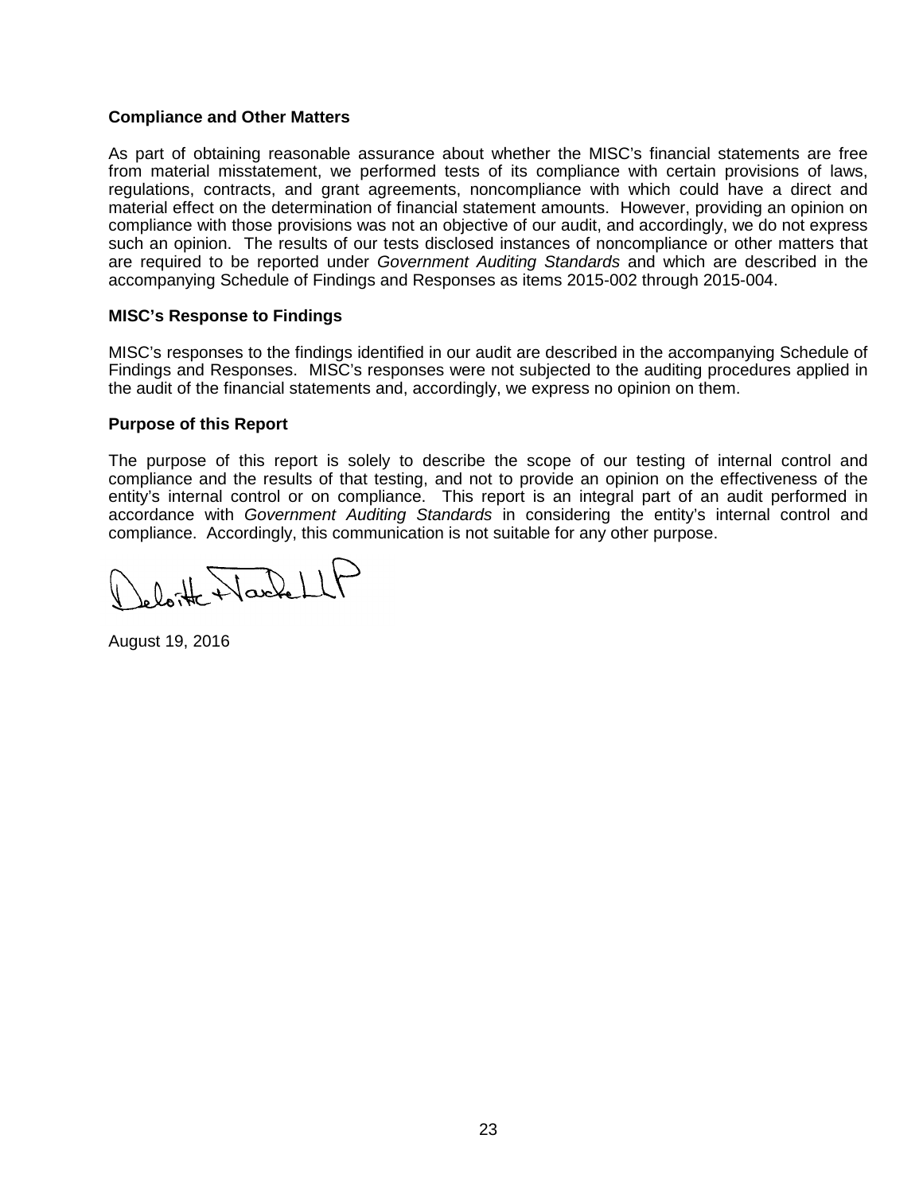## Compliance and Other Matters

As part of obtaining reasonable assurance about whether the MISC's financial statements are free from material misstatement, we performed tests of its compliance with certain provisions of laws, regulations, contracts, and grant agreements, noncompliance with which could have a direct and material effect on the determination of financial statement amounts. However, providing an opinion on compliance with those provisions was not an objective of our audit, and accordingly, we do not express such an opinion. The results of our tests disclosed instances of noncompliance or other matters that are required to be reported under *Government Auditing Standards* and which are described in the accompanying Schedule of Findings and Responses as items 2015-002 through 2015-004.

## MISC's Response to Findings

MISC's responses to the findings identified in our audit are described in the accompanying Schedule of Findings and Responses. MISC's responses were not subjected to the auditing procedures applied in the audit of the financial statements and, accordingly, we express no opinion on them.

## Purpose of this Report

The purpose of this report is solely to describe the scope of our testing of internal control and compliance and the results of that testing, and not to provide an opinion on the effectiveness of the entity's internal control or on compliance. This report is an integral part of an audit performed in accordance with *Government Auditing Standards* in considering the entity's internal control and compliance. Accordingly, this communication is not suitable for any other purpose.

Deloitte & Touche LLP

August 19, 2016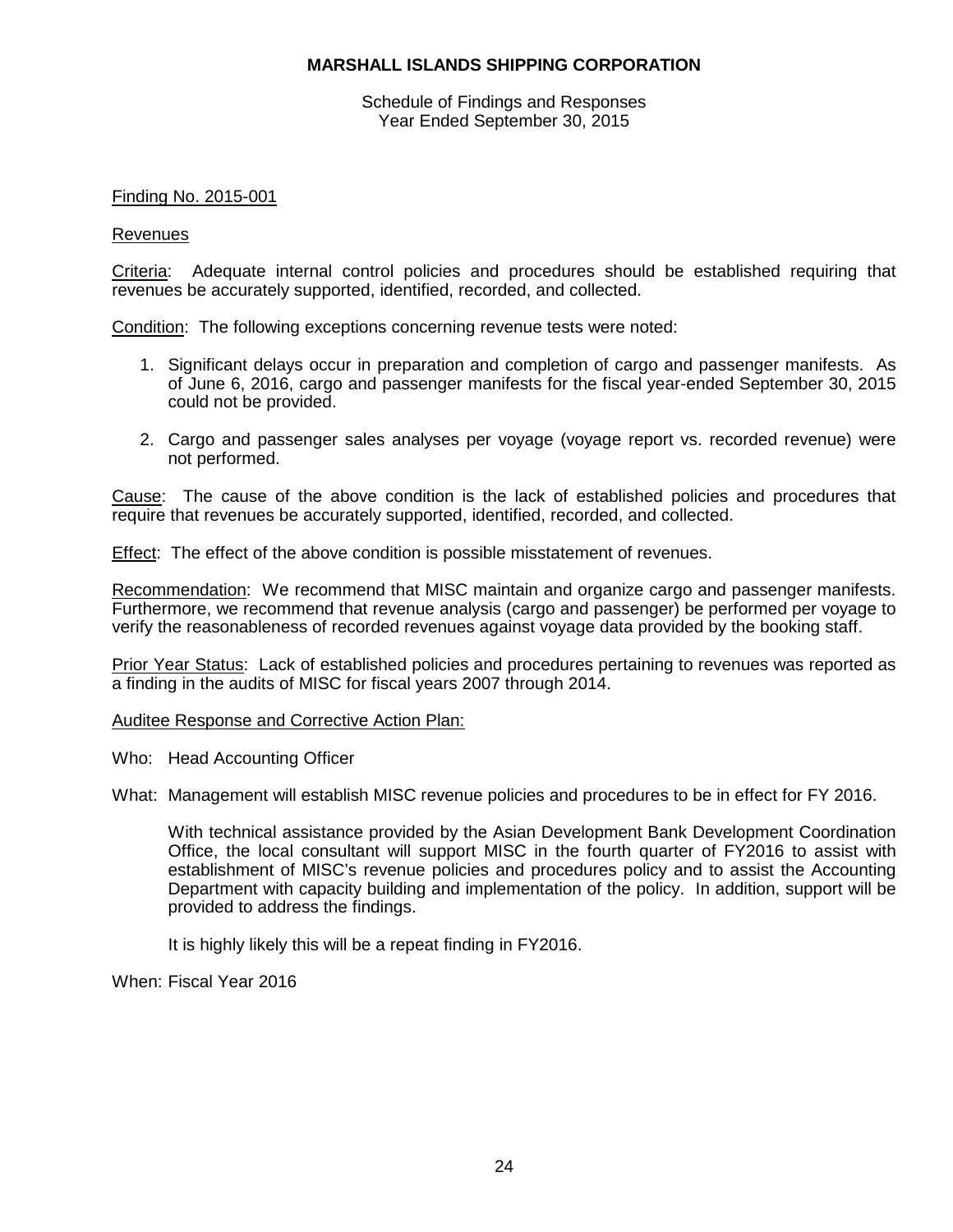# MARSHALL ISLANDS SHIPPING CORPORATION

Schedule of Findings and Responses
Year Ended September 30, 2015

Finding No. 2015-001

Revenues

Criteria: Adequate internal control policies and procedures should be established requiring that revenues be accurately supported, identified, recorded, and collected.

Condition: The following exceptions concerning revenue tests were noted:

1. Significant delays occur in preparation and completion of cargo and passenger manifests. As of June 6, 2016, cargo and passenger manifests for the fiscal year-ended September 30, 2015 could not be provided.

2. Cargo and passenger sales analyses per voyage (voyage report vs. recorded revenue) were not performed.

Cause: The cause of the above condition is the lack of established policies and procedures that require that revenues be accurately supported, identified, recorded, and collected.

Effect: The effect of the above condition is possible misstatement of revenues.

Recommendation: We recommend that MISC maintain and organize cargo and passenger manifests. Furthermore, we recommend that revenue analysis (cargo and passenger) be performed per voyage to verify the reasonableness of recorded revenues against voyage data provided by the booking staff.

Prior Year Status: Lack of established policies and procedures pertaining to revenues was reported as a finding in the audits of MISC for fiscal years 2007 through 2014.

Auditee Response and Corrective Action Plan:

Who: Head Accounting Officer

What: Management will establish MISC revenue policies and procedures to be in effect for FY 2016.

With technical assistance provided by the Asian Development Bank Development Coordination Office, the local consultant will support MISC in the fourth quarter of FY2016 to assist with establishment of MISC's revenue policies and procedures policy and to assist the Accounting Department with capacity building and implementation of the policy. In addition, support will be provided to address the findings.

It is highly likely this will be a repeat finding in FY2016.

When: Fiscal Year 2016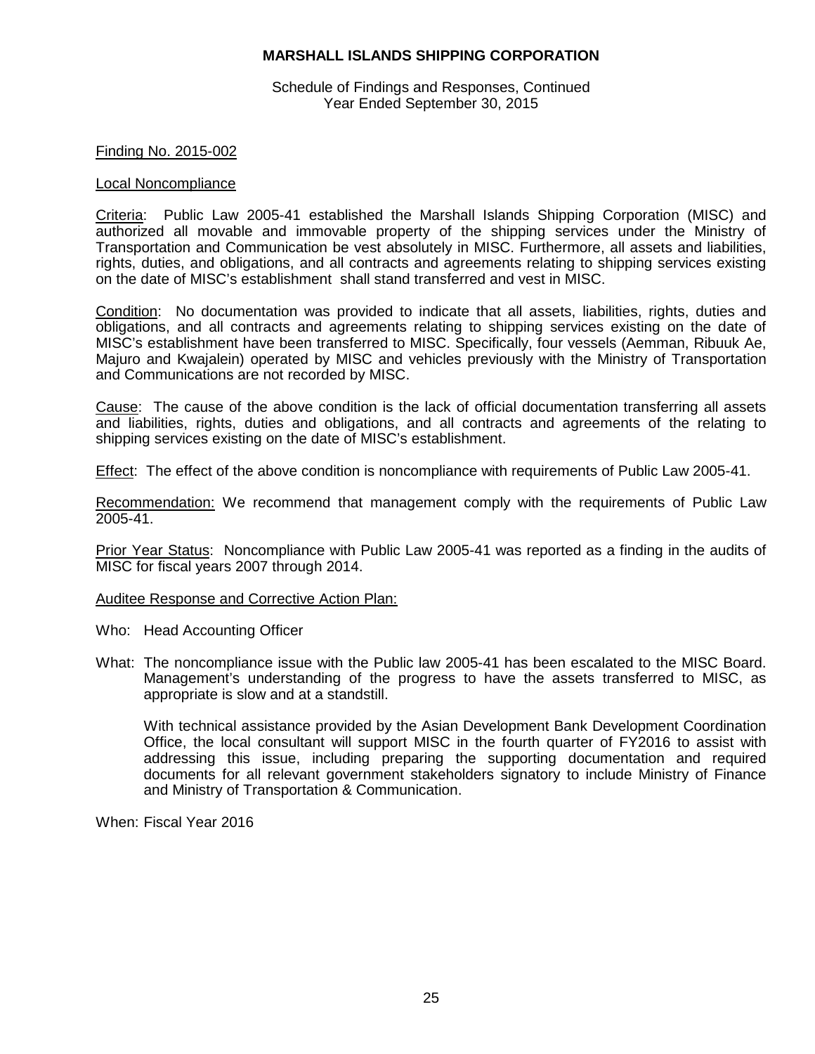**MARSHALL ISLANDS SHIPPING CORPORATION**

Schedule of Findings and Responses, Continued
Year Ended September 30, 2015

Finding No. 2015-002

Local Noncompliance

Criteria: Public Law 2005-41 established the Marshall Islands Shipping Corporation (MISC) and authorized all movable and immovable property of the shipping services under the Ministry of Transportation and Communication be vest absolutely in MISC. Furthermore, all assets and liabilities, rights, duties, and obligations, and all contracts and agreements relating to shipping services existing on the date of MISC's establishment shall stand transferred and vest in MISC.

Condition: No documentation was provided to indicate that all assets, liabilities, rights, duties and obligations, and all contracts and agreements relating to shipping services existing on the date of MISC's establishment have been transferred to MISC. Specifically, four vessels (Aemman, Ribuuk Ae, Majuro and Kwajalein) operated by MISC and vehicles previously with the Ministry of Transportation and Communications are not recorded by MISC.

Cause: The cause of the above condition is the lack of official documentation transferring all assets and liabilities, rights, duties and obligations, and all contracts and agreements of the relating to shipping services existing on the date of MISC's establishment.

Effect: The effect of the above condition is noncompliance with requirements of Public Law 2005-41.

Recommendation: We recommend that management comply with the requirements of Public Law 2005-41.

Prior Year Status: Noncompliance with Public Law 2005-41 was reported as a finding in the audits of MISC for fiscal years 2007 through 2014.

Auditee Response and Corrective Action Plan:

Who: Head Accounting Officer

What: The noncompliance issue with the Public law 2005-41 has been escalated to the MISC Board. Management's understanding of the progress to have the assets transferred to MISC, as appropriate is slow and at a standstill.

With technical assistance provided by the Asian Development Bank Development Coordination Office, the local consultant will support MISC in the fourth quarter of FY2016 to assist with addressing this issue, including preparing the supporting documentation and required documents for all relevant government stakeholders signatory to include Ministry of Finance and Ministry of Transportation & Communication.

When: Fiscal Year 2016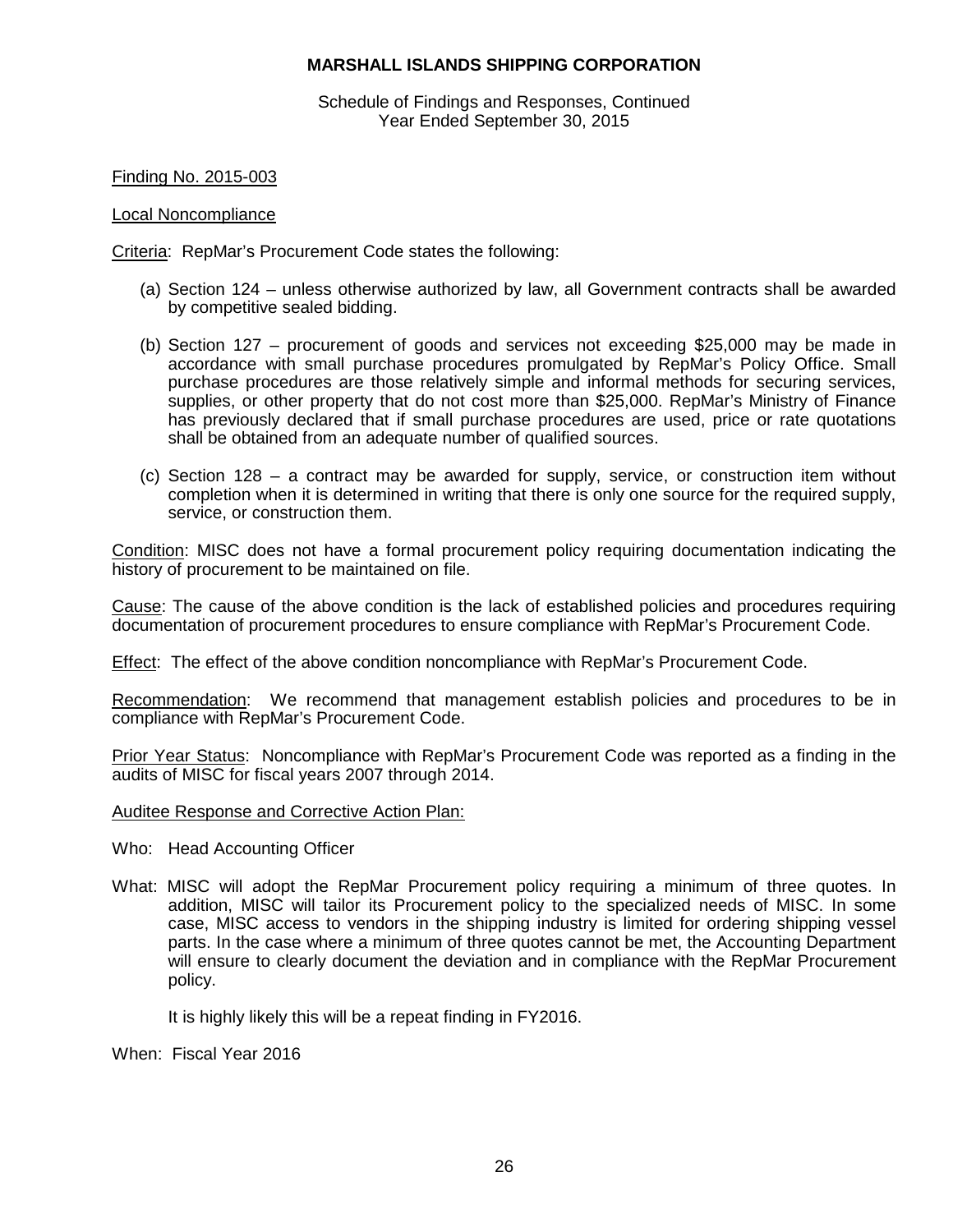**MARSHALL ISLANDS SHIPPING CORPORATION**

Schedule of Findings and Responses, Continued
Year Ended September 30, 2015

Finding No. 2015-003

Local Noncompliance

Criteria: RepMar's Procurement Code states the following:

(a) Section 124 – unless otherwise authorized by law, all Government contracts shall be awarded by competitive sealed bidding.

(b) Section 127 – procurement of goods and services not exceeding $25,000 may be made in accordance with small purchase procedures promulgated by RepMar's Policy Office. Small purchase procedures are those relatively simple and informal methods for securing services, supplies, or other property that do not cost more than $25,000. RepMar's Ministry of Finance has previously declared that if small purchase procedures are used, price or rate quotations shall be obtained from an adequate number of qualified sources.

(c) Section 128 – a contract may be awarded for supply, service, or construction item without completion when it is determined in writing that there is only one source for the required supply, service, or construction them.

Condition: MISC does not have a formal procurement policy requiring documentation indicating the history of procurement to be maintained on file.

Cause: The cause of the above condition is the lack of established policies and procedures requiring documentation of procurement procedures to ensure compliance with RepMar's Procurement Code.

Effect: The effect of the above condition noncompliance with RepMar's Procurement Code.

Recommendation: We recommend that management establish policies and procedures to be in compliance with RepMar's Procurement Code.

Prior Year Status: Noncompliance with RepMar's Procurement Code was reported as a finding in the audits of MISC for fiscal years 2007 through 2014.

Auditee Response and Corrective Action Plan:

Who: Head Accounting Officer

What: MISC will adopt the RepMar Procurement policy requiring a minimum of three quotes. In addition, MISC will tailor its Procurement policy to the specialized needs of MISC. In some case, MISC access to vendors in the shipping industry is limited for ordering shipping vessel parts. In the case where a minimum of three quotes cannot be met, the Accounting Department will ensure to clearly document the deviation and in compliance with the RepMar Procurement policy.

It is highly likely this will be a repeat finding in FY2016.

When: Fiscal Year 2016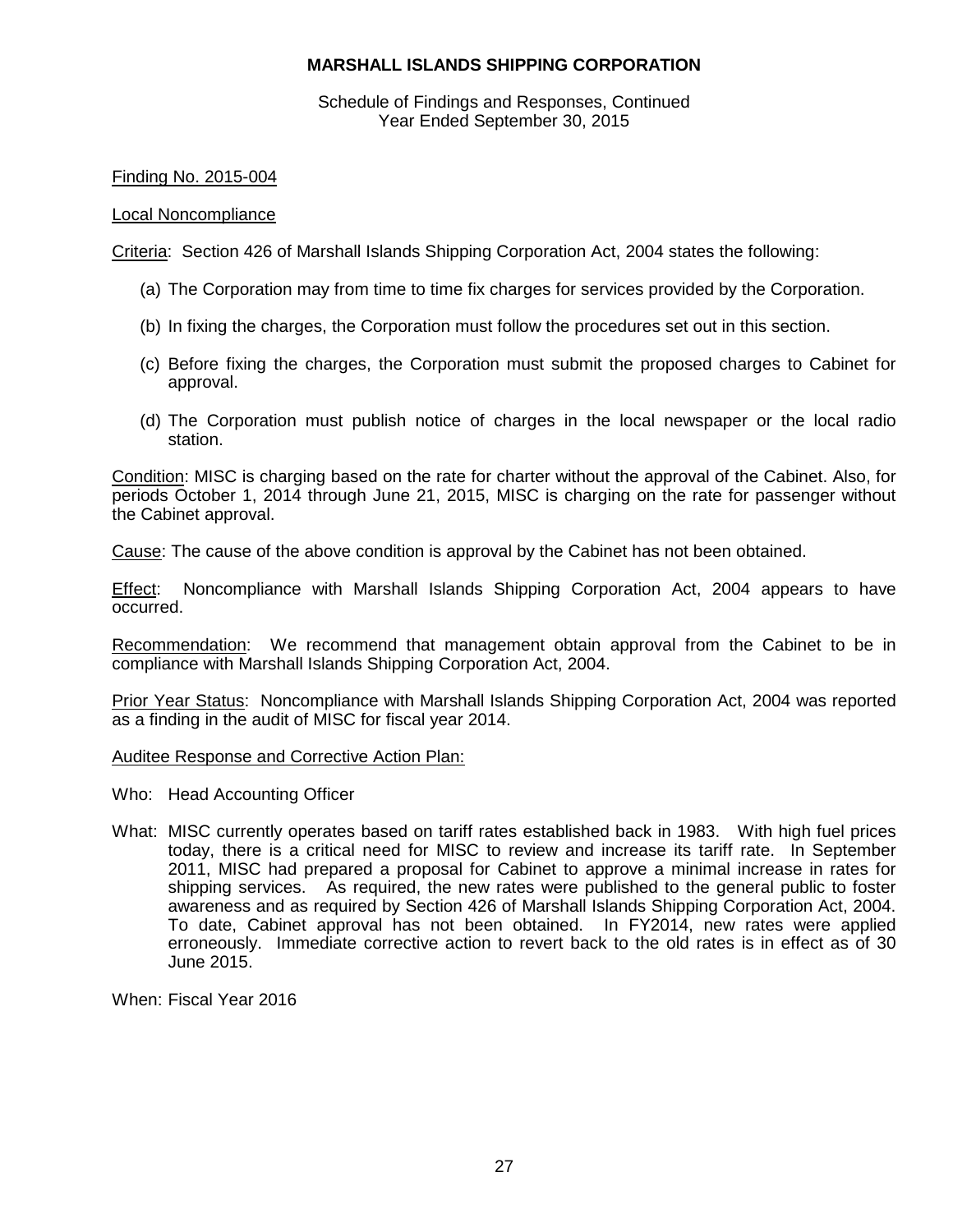# MARSHALL ISLANDS SHIPPING CORPORATION

Schedule of Findings and Responses, Continued
Year Ended September 30, 2015

Finding No. 2015-004

Local Noncompliance

Criteria: Section 426 of Marshall Islands Shipping Corporation Act, 2004 states the following:

(a) The Corporation may from time to time fix charges for services provided by the Corporation.

(b) In fixing the charges, the Corporation must follow the procedures set out in this section.

(c) Before fixing the charges, the Corporation must submit the proposed charges to Cabinet for approval.

(d) The Corporation must publish notice of charges in the local newspaper or the local radio station.

Condition: MISC is charging based on the rate for charter without the approval of the Cabinet. Also, for periods October 1, 2014 through June 21, 2015, MISC is charging on the rate for passenger without the Cabinet approval.

Cause: The cause of the above condition is approval by the Cabinet has not been obtained.

Effect: Noncompliance with Marshall Islands Shipping Corporation Act, 2004 appears to have occurred.

Recommendation: We recommend that management obtain approval from the Cabinet to be in compliance with Marshall Islands Shipping Corporation Act, 2004.

Prior Year Status: Noncompliance with Marshall Islands Shipping Corporation Act, 2004 was reported as a finding in the audit of MISC for fiscal year 2014.

Auditee Response and Corrective Action Plan:

Who: Head Accounting Officer

What: MISC currently operates based on tariff rates established back in 1983. With high fuel prices today, there is a critical need for MISC to review and increase its tariff rate. In September 2011, MISC had prepared a proposal for Cabinet to approve a minimal increase in rates for shipping services. As required, the new rates were published to the general public to foster awareness and as required by Section 426 of Marshall Islands Shipping Corporation Act, 2004. To date, Cabinet approval has not been obtained. In FY2014, new rates were applied erroneously. Immediate corrective action to revert back to the old rates is in effect as of 30 June 2015.

When: Fiscal Year 2016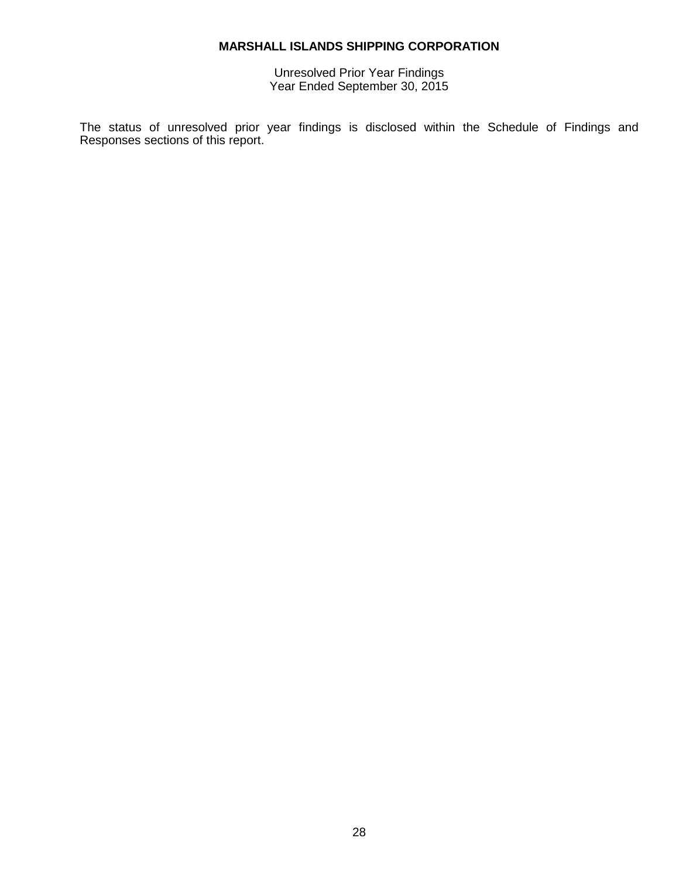# MARSHALL ISLANDS SHIPPING CORPORATION

Unresolved Prior Year Findings
Year Ended September 30, 2015

The status of unresolved prior year findings is disclosed within the Schedule of Findings and Responses sections of this report.